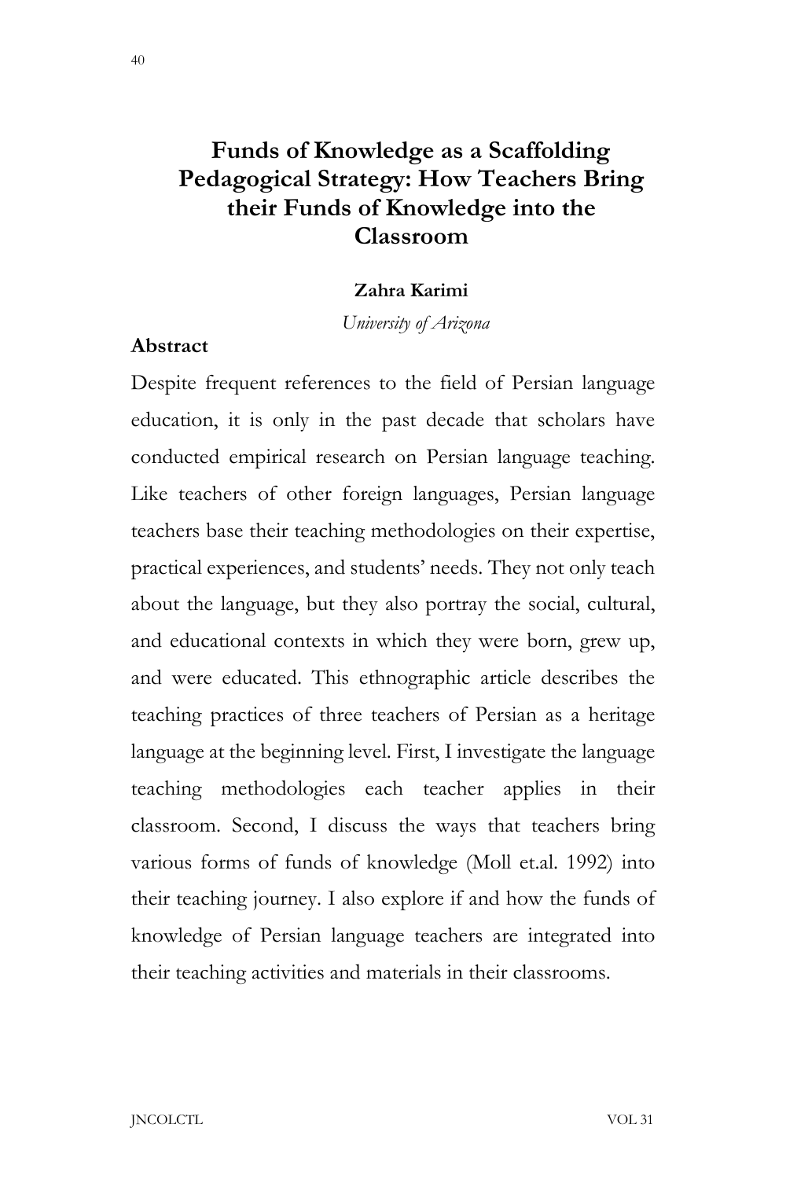# Funds of Knowledge as a Scaffolding Pedagogical Strategy: How Teachers Bring their Funds of Knowledge into the Classroom

**Zahra Karimi**

*University of Arizona*

## Abstract

Despite frequent references to the field of Persian language education, it is only in the past decade that scholars have conducted empirical research on Persian language teaching. Like teachers of other foreign languages, Persian language teachers base their teaching methodologies on their expertise, practical experiences, and students' needs. They not only teach about the language, but they also portray the social, cultural, and educational contexts in which they were born, grew up, and were educated. This ethnographic article describes the teaching practices of three teachers of Persian as a heritage language at the beginning level. First, I investigate the language teaching methodologies each teacher applies in their classroom. Second, I discuss the ways that teachers bring various forms of funds of knowledge (Moll et.al. 1992) into their teaching journey. I also explore if and how the funds of knowledge of Persian language teachers are integrated into their teaching activities and materials in their classrooms.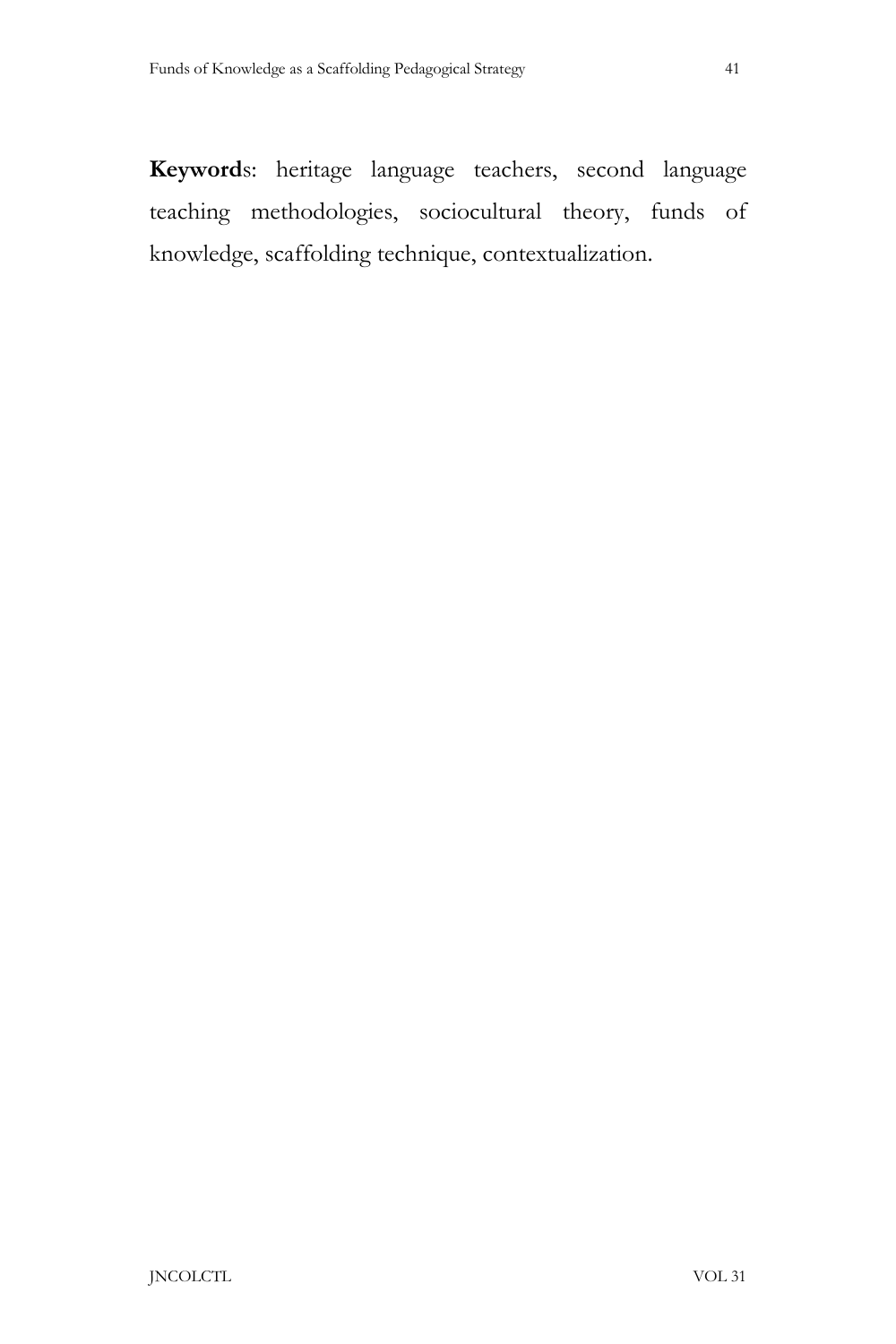**Keyword**s: heritage language teachers, second language teaching methodologies, sociocultural theory, funds of knowledge, scaffolding technique, contextualization.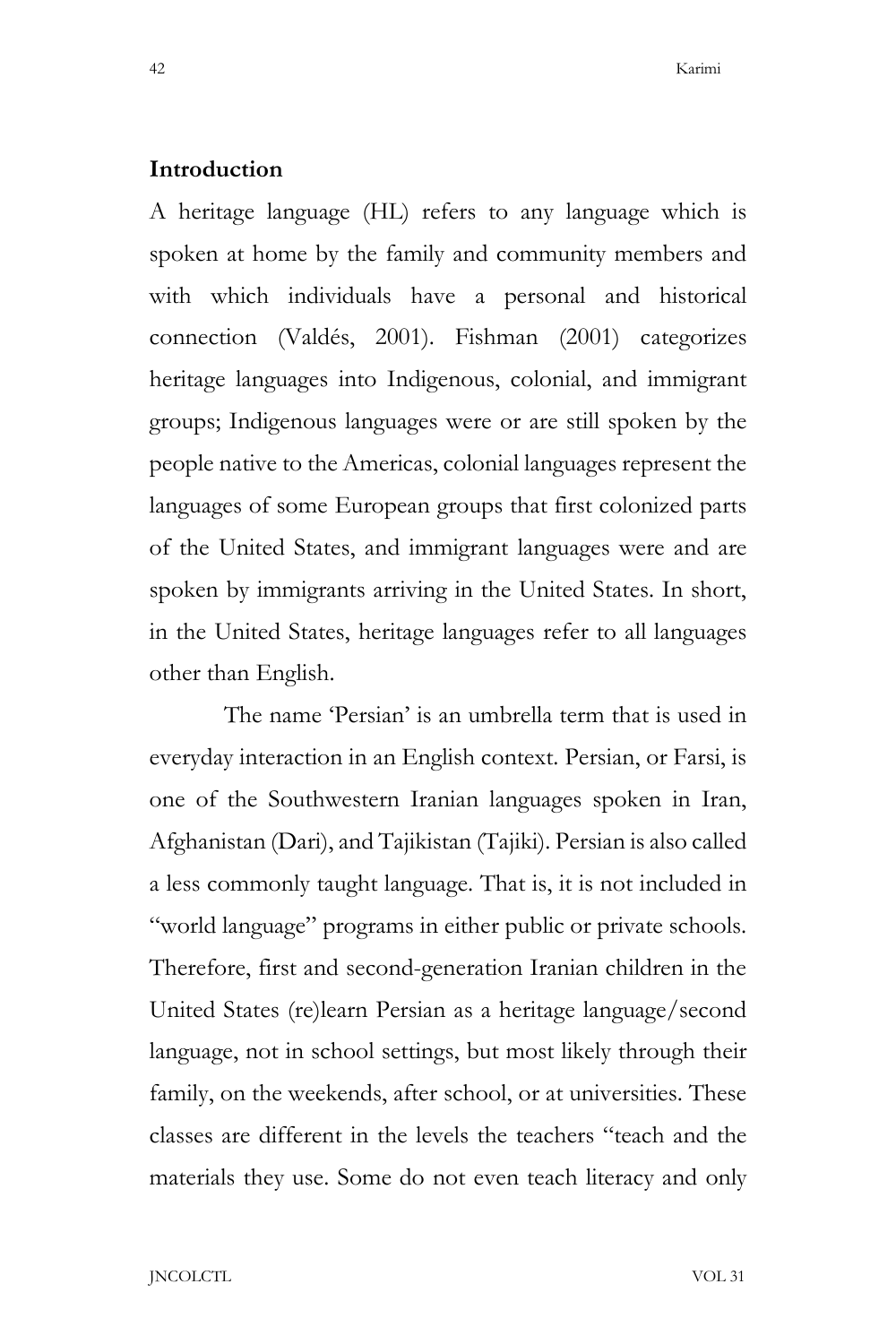## Introduction

A heritage language (HL) refers to any language which is spoken at home by the family and community members and with which individuals have a personal and historical connection (Valdés, 2001). Fishman (2001) categorizes heritage languages into Indigenous, colonial, and immigrant groups; Indigenous languages were or are still spoken by the people native to the Americas, colonial languages represent the languages of some European groups that first colonized parts of the United States, and immigrant languages were and are spoken by immigrants arriving in the United States. In short, in the United States, heritage languages refer to all languages other than English.

The name 'Persian' is an umbrella term that is used in everyday interaction in an English context. Persian, or Farsi, is one of the Southwestern Iranian languages spoken in Iran, Afghanistan (Dari), and Tajikistan (Tajiki). Persian is also called a less commonly taught language. That is, it is not included in "world language" programs in either public or private schools. Therefore, first and second-generation Iranian children in the United States (re)learn Persian as a heritage language/second language, not in school settings, but most likely through their family, on the weekends, after school, or at universities. These classes are different in the levels the teachers "teach and the materials they use. Some do not even teach literacy and only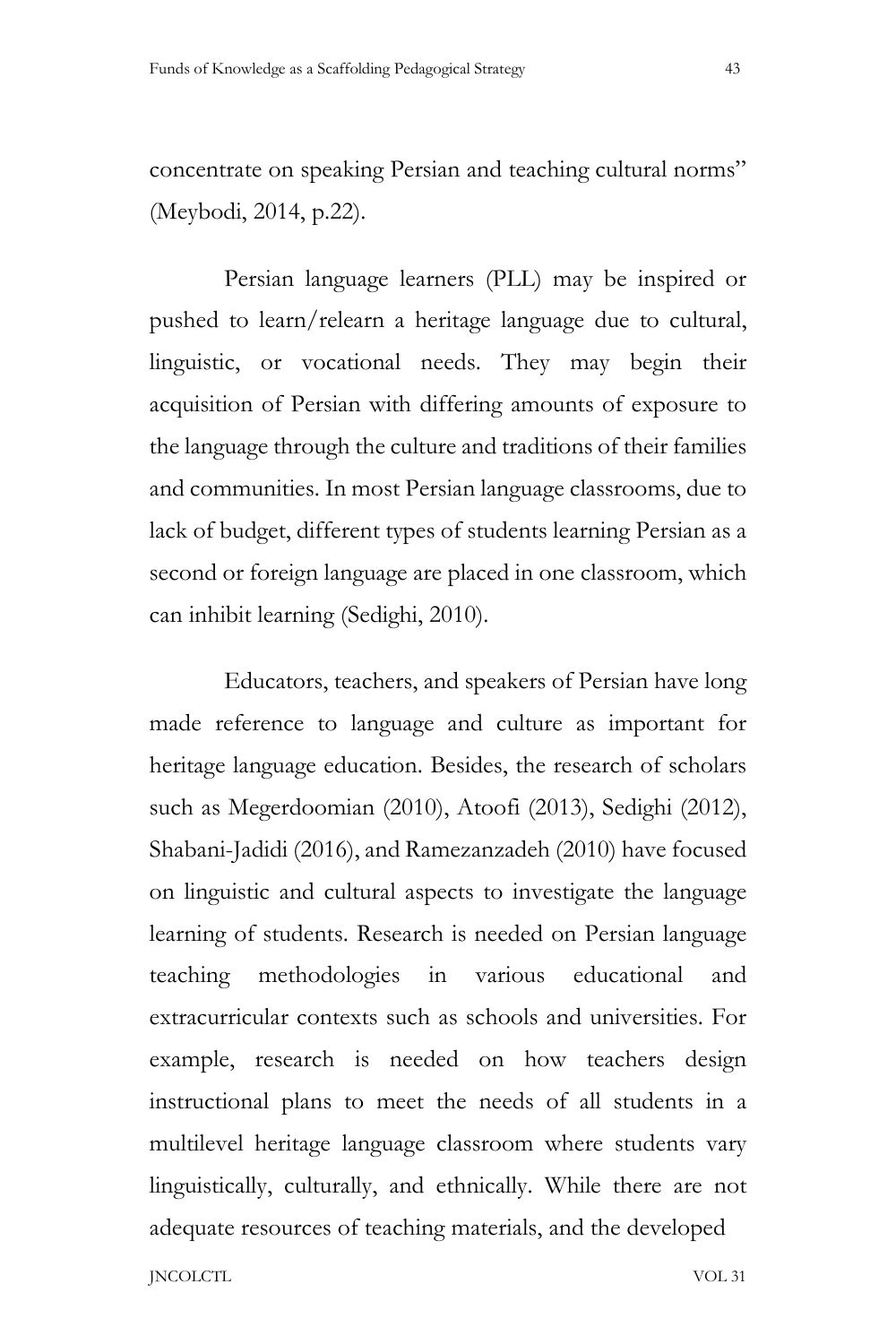concentrate on speaking Persian and teaching cultural norms" (Meybodi, 2014, p.22).

Persian language learners (PLL) may be inspired or pushed to learn/relearn a heritage language due to cultural, linguistic, or vocational needs. They may begin their acquisition of Persian with differing amounts of exposure to the language through the culture and traditions of their families and communities. In most Persian language classrooms, due to lack of budget, different types of students learning Persian as a second or foreign language are placed in one classroom, which can inhibit learning (Sedighi, 2010).

Educators, teachers, and speakers of Persian have long made reference to language and culture as important for heritage language education. Besides, the research of scholars such as Megerdoomian (2010), Atoofi (2013), Sedighi (2012), Shabani-Jadidi (2016), and Ramezanzadeh (2010) have focused on linguistic and cultural aspects to investigate the language learning of students. Research is needed on Persian language teaching methodologies in various educational and extracurricular contexts such as schools and universities. For example, research is needed on how teachers design instructional plans to meet the needs of all students in a multilevel heritage language classroom where students vary linguistically, culturally, and ethnically. While there are not adequate resources of teaching materials, and the developed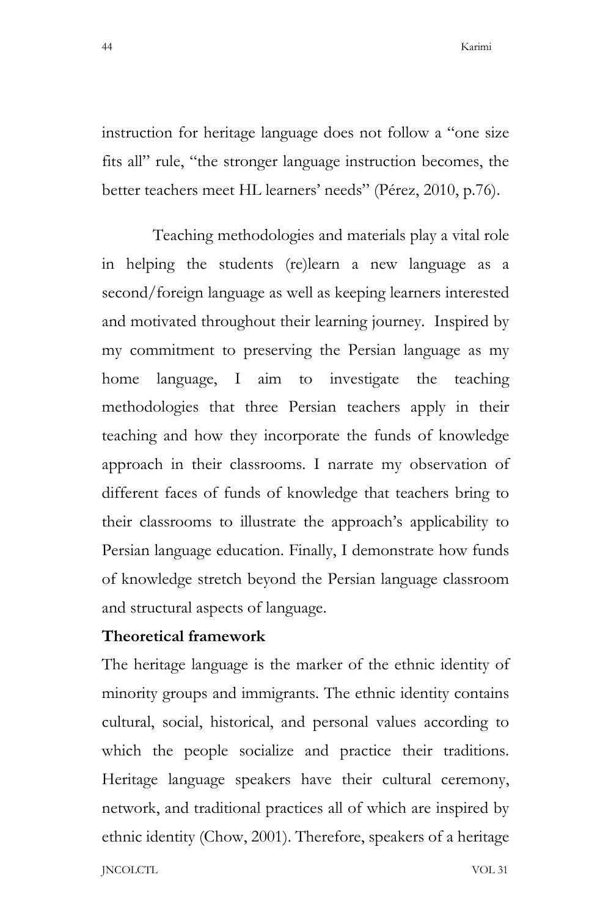instruction for heritage language does not follow a "one size fits all" rule, "the stronger language instruction becomes, the better teachers meet HL learners' needs" (Pérez, 2010, p.76).

Teaching methodologies and materials play a vital role in helping the students (re)learn a new language as a second/foreign language as well as keeping learners interested and motivated throughout their learning journey. Inspired by my commitment to preserving the Persian language as my home language, I aim to investigate the teaching methodologies that three Persian teachers apply in their teaching and how they incorporate the funds of knowledge approach in their classrooms. I narrate my observation of different faces of funds of knowledge that teachers bring to their classrooms to illustrate the approach's applicability to Persian language education. Finally, I demonstrate how funds of knowledge stretch beyond the Persian language classroom and structural aspects of language.

**Theoretical framework**

The heritage language is the marker of the ethnic identity of minority groups and immigrants. The ethnic identity contains cultural, social, historical, and personal values according to which the people socialize and practice their traditions. Heritage language speakers have their cultural ceremony, network, and traditional practices all of which are inspired by ethnic identity (Chow, 2001). Therefore, speakers of a heritage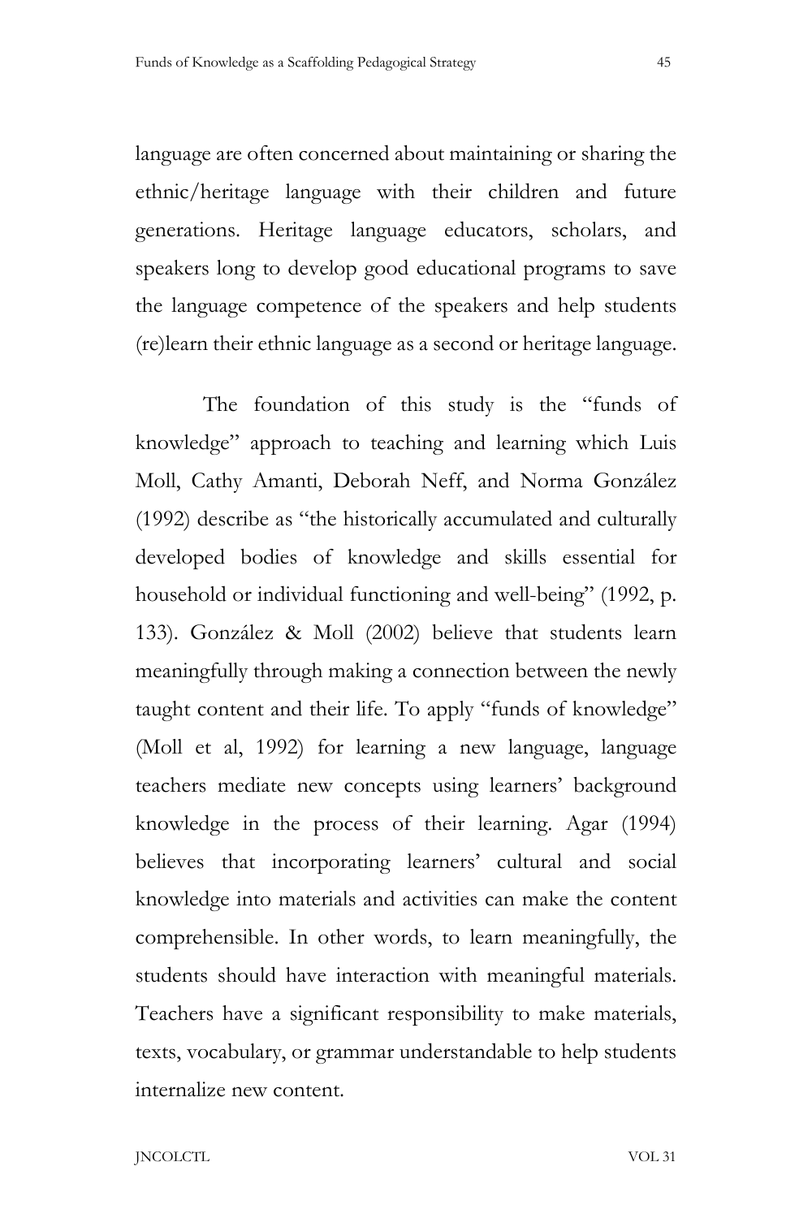language are often concerned about maintaining or sharing the ethnic/heritage language with their children and future generations. Heritage language educators, scholars, and speakers long to develop good educational programs to save the language competence of the speakers and help students (re)learn their ethnic language as a second or heritage language.

The foundation of this study is the "funds of knowledge" approach to teaching and learning which Luis Moll, Cathy Amanti, Deborah Neff, and Norma González (1992) describe as "the historically accumulated and culturally developed bodies of knowledge and skills essential for household or individual functioning and well-being" (1992, p. 133). González & Moll (2002) believe that students learn meaningfully through making a connection between the newly taught content and their life. To apply "funds of knowledge" (Moll et al, 1992) for learning a new language, language teachers mediate new concepts using learners' background knowledge in the process of their learning. Agar (1994) believes that incorporating learners' cultural and social knowledge into materials and activities can make the content comprehensible. In other words, to learn meaningfully, the students should have interaction with meaningful materials. Teachers have a significant responsibility to make materials, texts, vocabulary, or grammar understandable to help students internalize new content.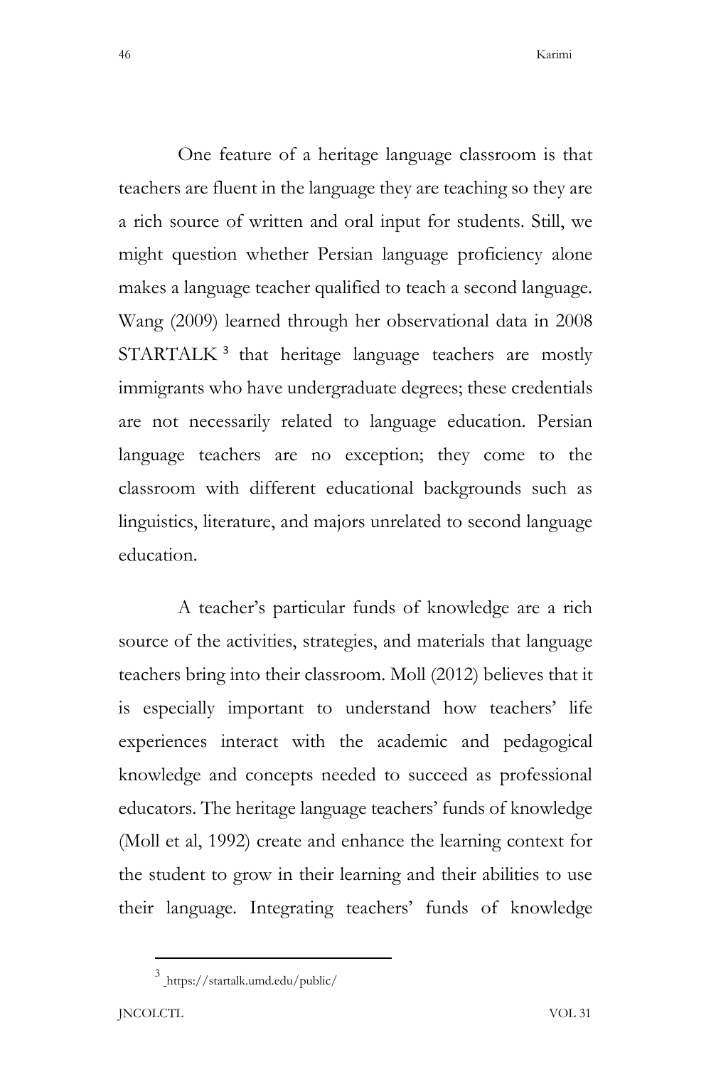One feature of a heritage language classroom is that teachers are fluent in the language they are teaching so they are a rich source of written and oral input for students. Still, we might question whether Persian language proficiency alone makes a language teacher qualified to teach a second language. Wang (2009) learned through her observational data in 2008 STARTALK [3] that heritage language teachers are mostly immigrants who have undergraduate degrees; these credentials are not necessarily related to language education. Persian language teachers are no exception; they come to the classroom with different educational backgrounds such as linguistics, literature, and majors unrelated to second language education.

A teacher's particular funds of knowledge are a rich source of the activities, strategies, and materials that language teachers bring into their classroom. Moll (2012) believes that it is especially important to understand how teachers' life experiences interact with the academic and pedagogical knowledge and concepts needed to succeed as professional educators. The heritage language teachers' funds of knowledge (Moll et al, 1992) create and enhance the learning context for the student to grow in their learning and their abilities to use their language. Integrating teachers' funds of knowledge

[3] https://startalk.umd.edu/public/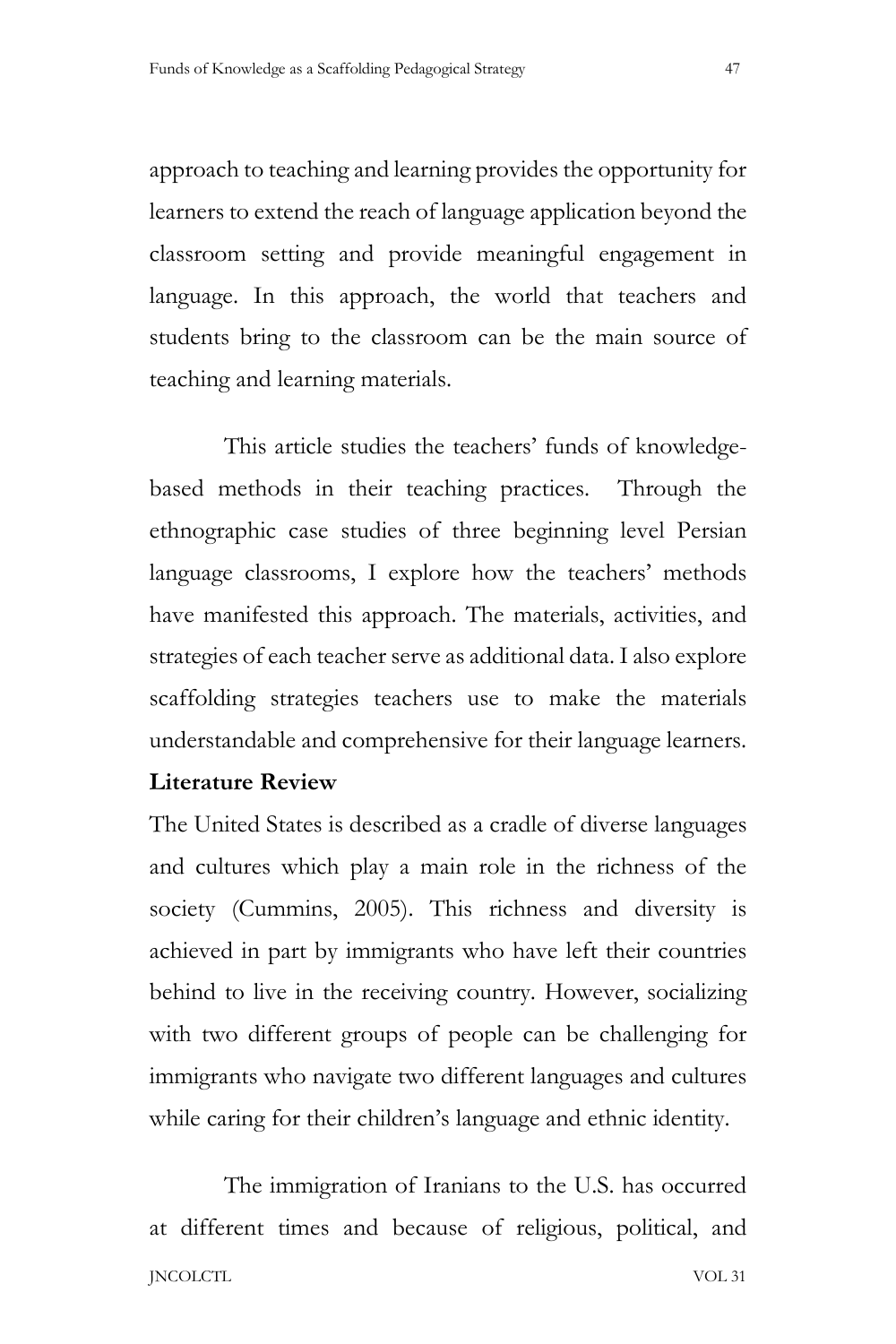approach to teaching and learning provides the opportunity for learners to extend the reach of language application beyond the classroom setting and provide meaningful engagement in language. In this approach, the world that teachers and students bring to the classroom can be the main source of teaching and learning materials.

This article studies the teachers' funds of knowledge-based methods in their teaching practices. Through the ethnographic case studies of three beginning level Persian language classrooms, I explore how the teachers' methods have manifested this approach. The materials, activities, and strategies of each teacher serve as additional data. I also explore scaffolding strategies teachers use to make the materials understandable and comprehensive for their language learners.

## Literature Review

The United States is described as a cradle of diverse languages and cultures which play a main role in the richness of the society (Cummins, 2005). This richness and diversity is achieved in part by immigrants who have left their countries behind to live in the receiving country. However, socializing with two different groups of people can be challenging for immigrants who navigate two different languages and cultures while caring for their children's language and ethnic identity.

The immigration of Iranians to the U.S. has occurred at different times and because of religious, political, and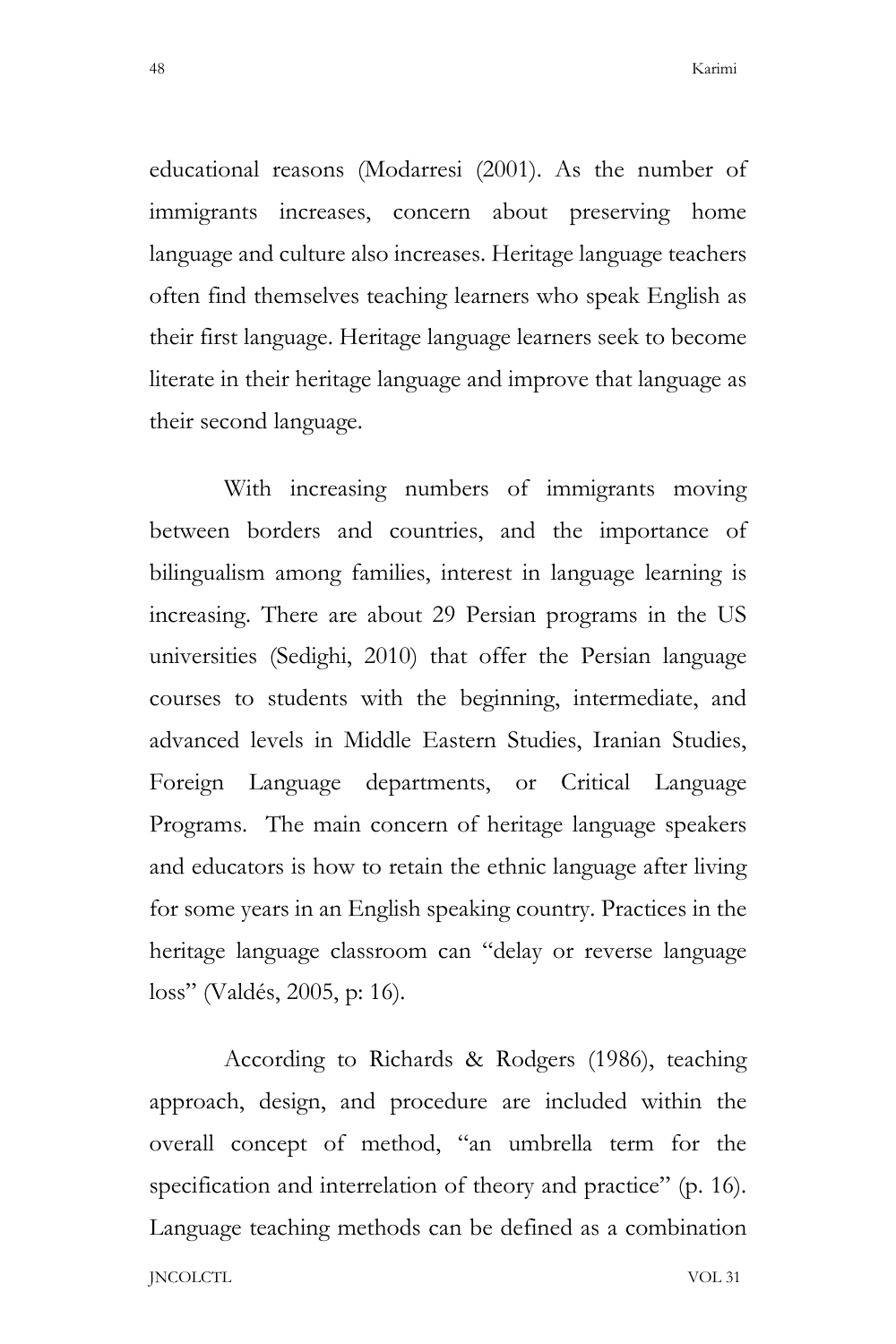educational reasons (Modarresi (2001). As the number of immigrants increases, concern about preserving home language and culture also increases. Heritage language teachers often find themselves teaching learners who speak English as their first language. Heritage language learners seek to become literate in their heritage language and improve that language as their second language.

With increasing numbers of immigrants moving between borders and countries, and the importance of bilingualism among families, interest in language learning is increasing. There are about 29 Persian programs in the US universities (Sedighi, 2010) that offer the Persian language courses to students with the beginning, intermediate, and advanced levels in Middle Eastern Studies, Iranian Studies, Foreign Language departments, or Critical Language Programs. The main concern of heritage language speakers and educators is how to retain the ethnic language after living for some years in an English speaking country. Practices in the heritage language classroom can "delay or reverse language loss" (Valdés, 2005, p: 16).

According to Richards & Rodgers (1986), teaching approach, design, and procedure are included within the overall concept of method, "an umbrella term for the specification and interrelation of theory and practice" (p. 16). Language teaching methods can be defined as a combination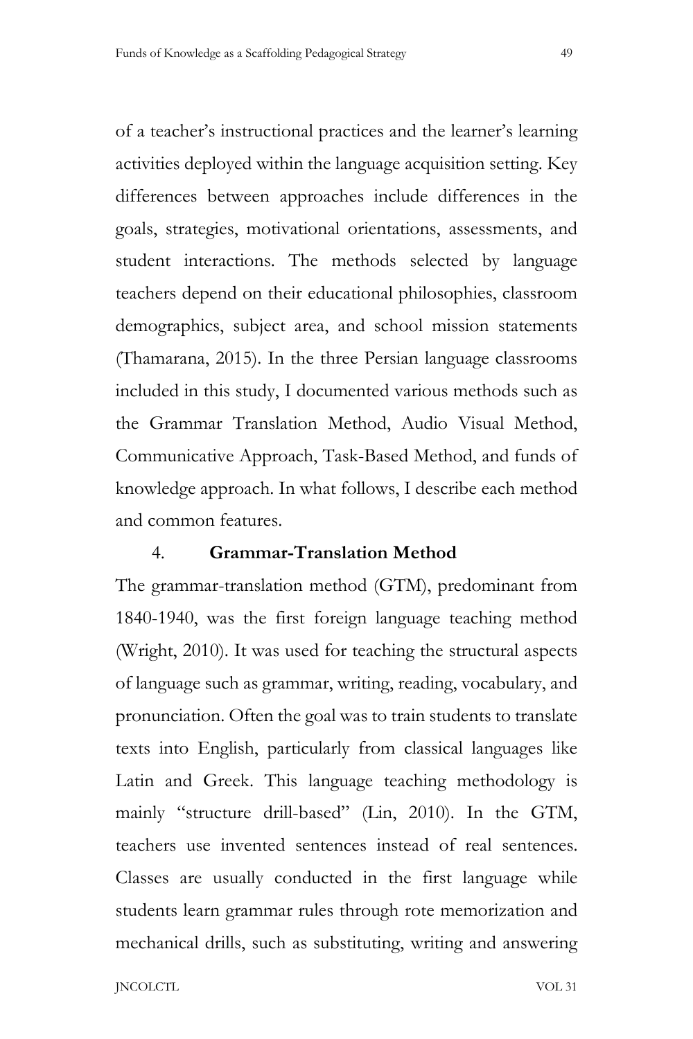of a teacher's instructional practices and the learner's learning activities deployed within the language acquisition setting. Key differences between approaches include differences in the goals, strategies, motivational orientations, assessments, and student interactions. The methods selected by language teachers depend on their educational philosophies, classroom demographics, subject area, and school mission statements (Thamarana, 2015). In the three Persian language classrooms included in this study, I documented various methods such as the Grammar Translation Method, Audio Visual Method, Communicative Approach, Task-Based Method, and funds of knowledge approach. In what follows, I describe each method and common features.

## 4. Grammar-Translation Method

The grammar-translation method (GTM), predominant from 1840-1940, was the first foreign language teaching method (Wright, 2010). It was used for teaching the structural aspects of language such as grammar, writing, reading, vocabulary, and pronunciation. Often the goal was to train students to translate texts into English, particularly from classical languages like Latin and Greek. This language teaching methodology is mainly "structure drill-based" (Lin, 2010). In the GTM, teachers use invented sentences instead of real sentences. Classes are usually conducted in the first language while students learn grammar rules through rote memorization and mechanical drills, such as substituting, writing and answering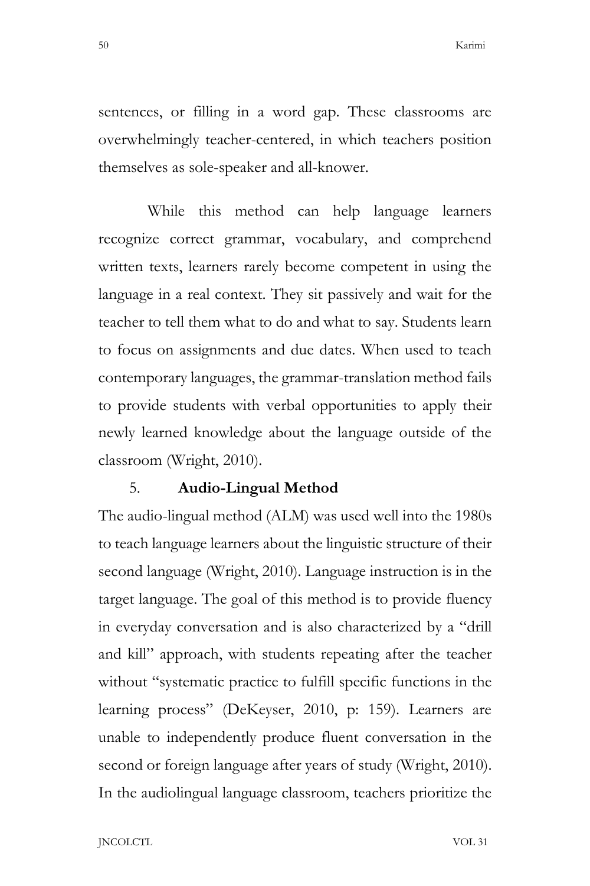sentences, or filling in a word gap. These classrooms are overwhelmingly teacher-centered, in which teachers position themselves as sole-speaker and all-knower.

While this method can help language learners recognize correct grammar, vocabulary, and comprehend written texts, learners rarely become competent in using the language in a real context. They sit passively and wait for the teacher to tell them what to do and what to say. Students learn to focus on assignments and due dates. When used to teach contemporary languages, the grammar-translation method fails to provide students with verbal opportunities to apply their newly learned knowledge about the language outside of the classroom (Wright, 2010).

5. **Audio-Lingual Method**

The audio-lingual method (ALM) was used well into the 1980s to teach language learners about the linguistic structure of their second language (Wright, 2010). Language instruction is in the target language. The goal of this method is to provide fluency in everyday conversation and is also characterized by a "drill and kill" approach, with students repeating after the teacher without "systematic practice to fulfill specific functions in the learning process" (DeKeyser, 2010, p: 159). Learners are unable to independently produce fluent conversation in the second or foreign language after years of study (Wright, 2010). In the audiolingual language classroom, teachers prioritize the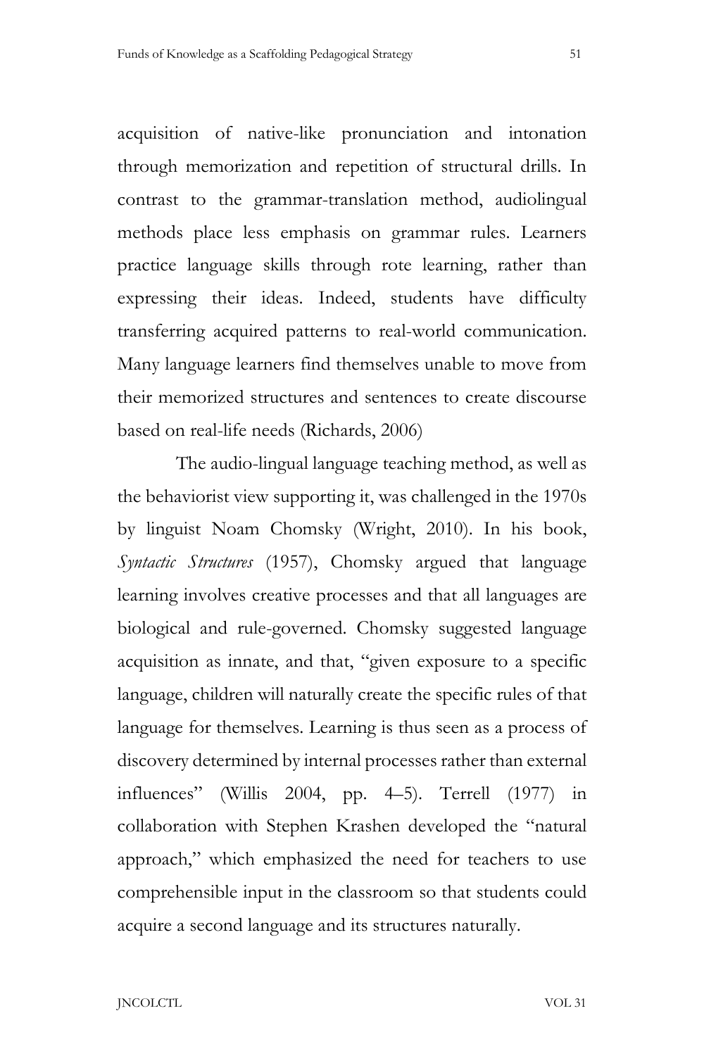acquisition of native-like pronunciation and intonation through memorization and repetition of structural drills. In contrast to the grammar-translation method, audiolingual methods place less emphasis on grammar rules. Learners practice language skills through rote learning, rather than expressing their ideas. Indeed, students have difficulty transferring acquired patterns to real-world communication. Many language learners find themselves unable to move from their memorized structures and sentences to create discourse based on real-life needs (Richards, 2006)

The audio-lingual language teaching method, as well as the behaviorist view supporting it, was challenged in the 1970s by linguist Noam Chomsky (Wright, 2010). In his book, *Syntactic Structures* (1957), Chomsky argued that language learning involves creative processes and that all languages are biological and rule-governed. Chomsky suggested language acquisition as innate, and that, "given exposure to a specific language, children will naturally create the specific rules of that language for themselves. Learning is thus seen as a process of discovery determined by internal processes rather than external influences" (Willis 2004, pp. 4–5). Terrell (1977) in collaboration with Stephen Krashen developed the "natural approach," which emphasized the need for teachers to use comprehensible input in the classroom so that students could acquire a second language and its structures naturally.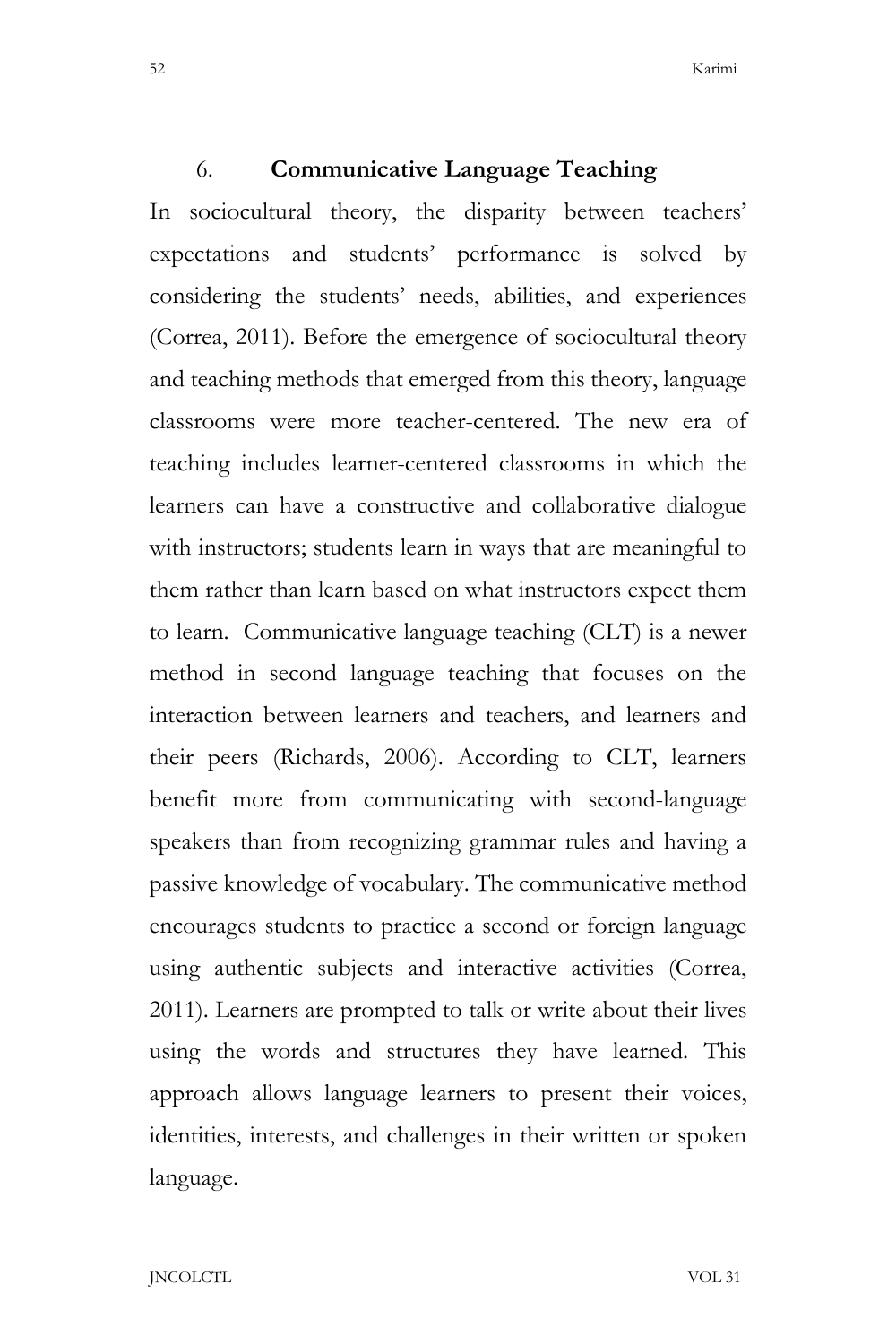## 6. **Communicative Language Teaching**

In sociocultural theory, the disparity between teachers' expectations and students' performance is solved by considering the students' needs, abilities, and experiences (Correa, 2011). Before the emergence of sociocultural theory and teaching methods that emerged from this theory, language classrooms were more teacher-centered. The new era of teaching includes learner-centered classrooms in which the learners can have a constructive and collaborative dialogue with instructors; students learn in ways that are meaningful to them rather than learn based on what instructors expect them to learn. Communicative language teaching (CLT) is a newer method in second language teaching that focuses on the interaction between learners and teachers, and learners and their peers (Richards, 2006). According to CLT, learners benefit more from communicating with second-language speakers than from recognizing grammar rules and having a passive knowledge of vocabulary. The communicative method encourages students to practice a second or foreign language using authentic subjects and interactive activities (Correa, 2011). Learners are prompted to talk or write about their lives using the words and structures they have learned. This approach allows language learners to present their voices, identities, interests, and challenges in their written or spoken language.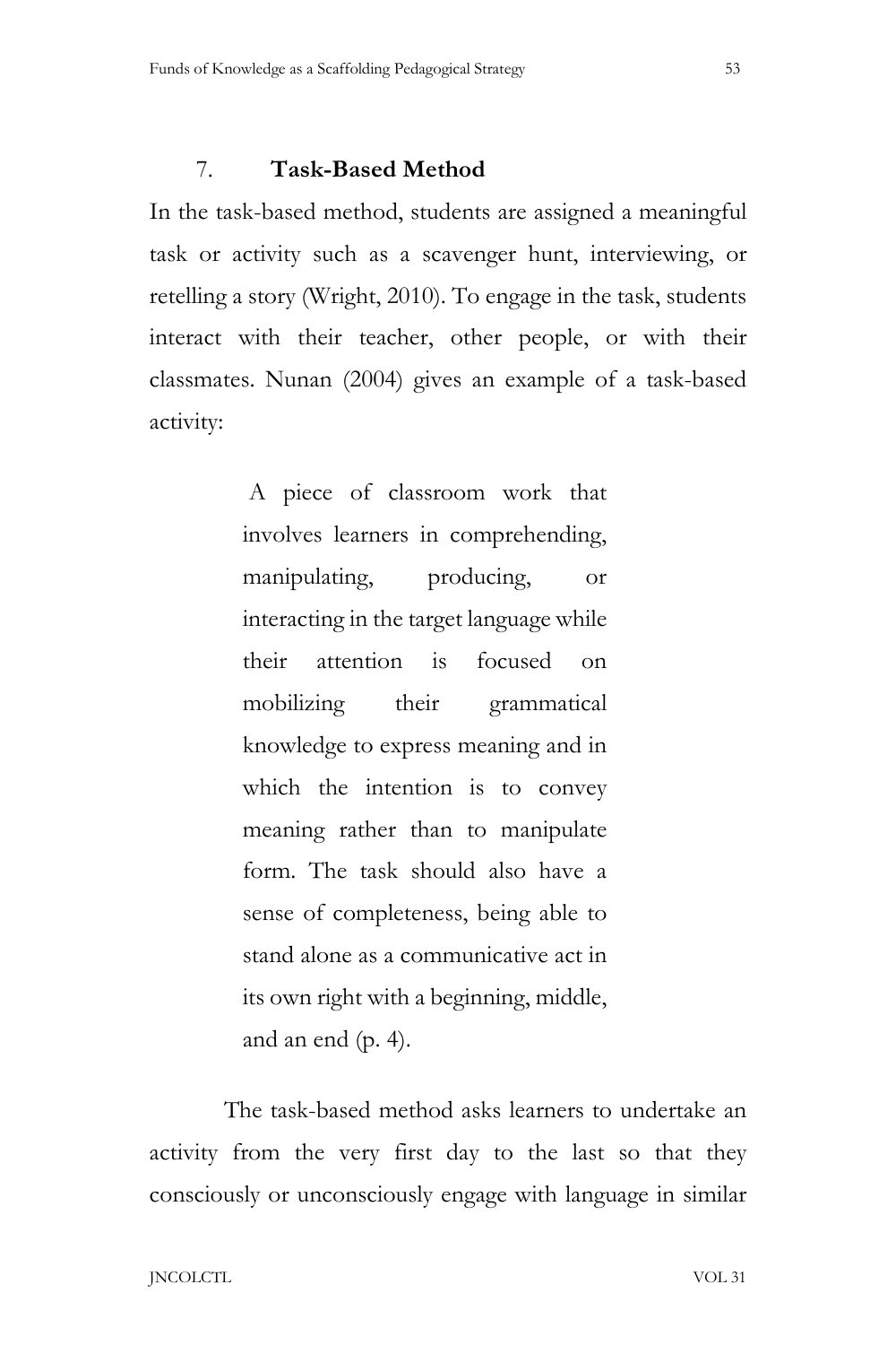### 7. Task-Based Method

In the task-based method, students are assigned a meaningful task or activity such as a scavenger hunt, interviewing, or retelling a story (Wright, 2010). To engage in the task, students interact with their teacher, other people, or with their classmates. Nunan (2004) gives an example of a task-based activity:

> A piece of classroom work that involves learners in comprehending, manipulating, producing, or interacting in the target language while their attention is focused on mobilizing their grammatical knowledge to express meaning and in which the intention is to convey meaning rather than to manipulate form. The task should also have a sense of completeness, being able to stand alone as a communicative act in its own right with a beginning, middle, and an end (p. 4).

The task-based method asks learners to undertake an activity from the very first day to the last so that they consciously or unconsciously engage with language in similar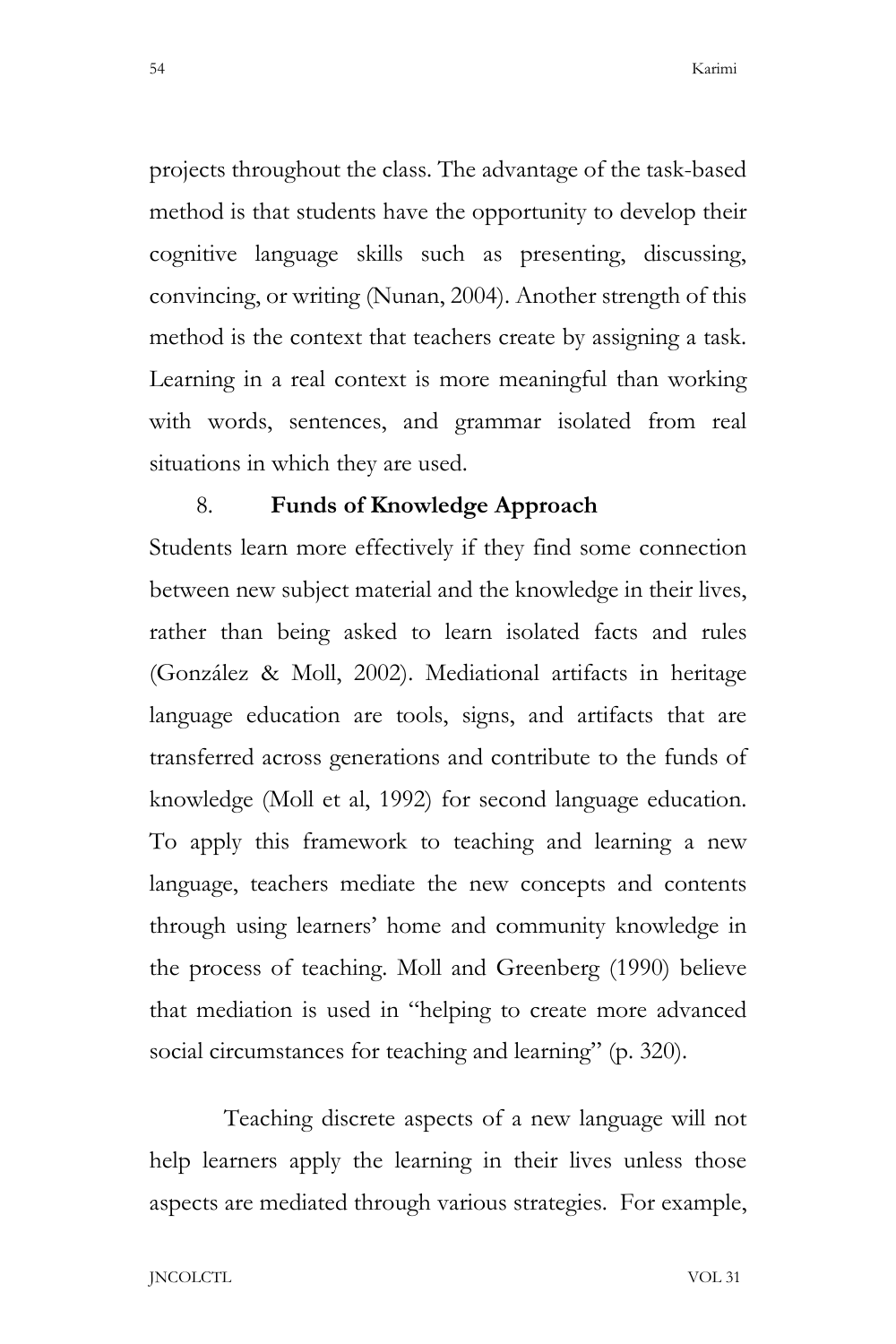projects throughout the class. The advantage of the task-based method is that students have the opportunity to develop their cognitive language skills such as presenting, discussing, convincing, or writing (Nunan, 2004). Another strength of this method is the context that teachers create by assigning a task. Learning in a real context is more meaningful than working with words, sentences, and grammar isolated from real situations in which they are used.

### 8. Funds of Knowledge Approach

Students learn more effectively if they find some connection between new subject material and the knowledge in their lives, rather than being asked to learn isolated facts and rules (González & Moll, 2002). Mediational artifacts in heritage language education are tools, signs, and artifacts that are transferred across generations and contribute to the funds of knowledge (Moll et al, 1992) for second language education. To apply this framework to teaching and learning a new language, teachers mediate the new concepts and contents through using learners' home and community knowledge in the process of teaching. Moll and Greenberg (1990) believe that mediation is used in "helping to create more advanced social circumstances for teaching and learning" (p. 320).

Teaching discrete aspects of a new language will not help learners apply the learning in their lives unless those aspects are mediated through various strategies. For example,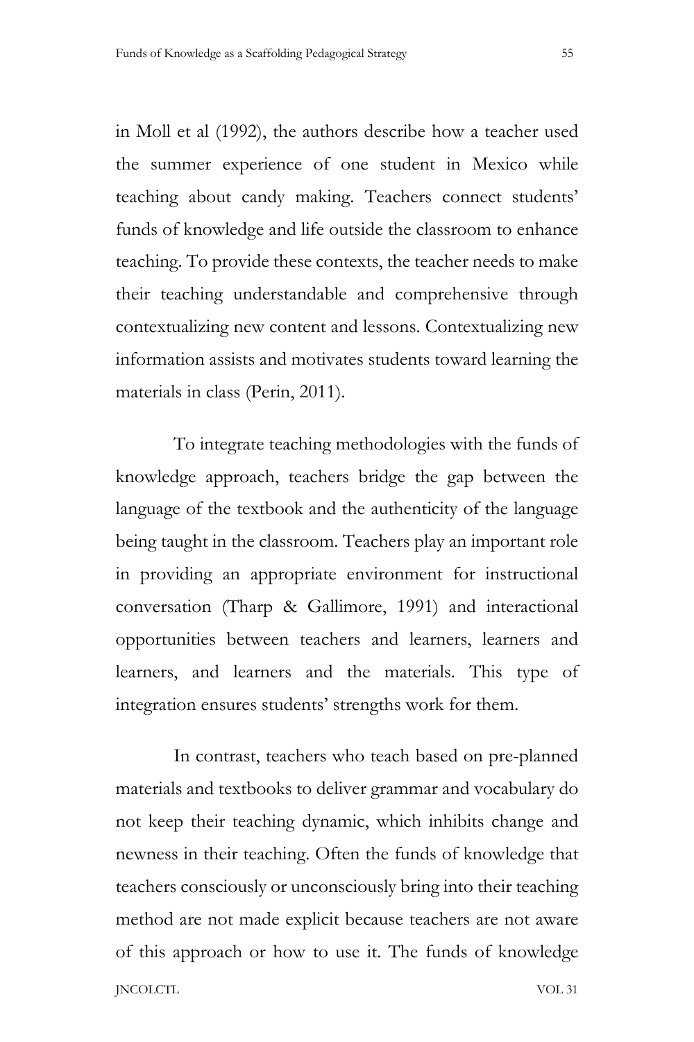in Moll et al (1992), the authors describe how a teacher used the summer experience of one student in Mexico while teaching about candy making. Teachers connect students' funds of knowledge and life outside the classroom to enhance teaching. To provide these contexts, the teacher needs to make their teaching understandable and comprehensive through contextualizing new content and lessons. Contextualizing new information assists and motivates students toward learning the materials in class (Perin, 2011).

To integrate teaching methodologies with the funds of knowledge approach, teachers bridge the gap between the language of the textbook and the authenticity of the language being taught in the classroom. Teachers play an important role in providing an appropriate environment for instructional conversation (Tharp & Gallimore, 1991) and interactional opportunities between teachers and learners, learners and learners, and learners and the materials. This type of integration ensures students' strengths work for them.

In contrast, teachers who teach based on pre-planned materials and textbooks to deliver grammar and vocabulary do not keep their teaching dynamic, which inhibits change and newness in their teaching. Often the funds of knowledge that teachers consciously or unconsciously bring into their teaching method are not made explicit because teachers are not aware of this approach or how to use it. The funds of knowledge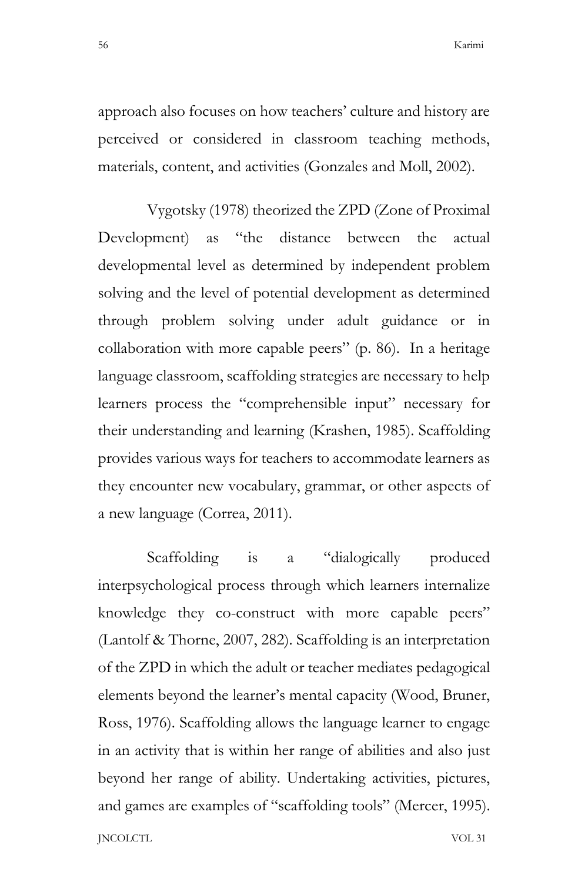approach also focuses on how teachers' culture and history are perceived or considered in classroom teaching methods, materials, content, and activities (Gonzales and Moll, 2002).

Vygotsky (1978) theorized the ZPD (Zone of Proximal Development) as "the distance between the actual developmental level as determined by independent problem solving and the level of potential development as determined through problem solving under adult guidance or in collaboration with more capable peers" (p. 86). In a heritage language classroom, scaffolding strategies are necessary to help learners process the "comprehensible input" necessary for their understanding and learning (Krashen, 1985). Scaffolding provides various ways for teachers to accommodate learners as they encounter new vocabulary, grammar, or other aspects of a new language (Correa, 2011).

Scaffolding is a "dialogically produced interpsychological process through which learners internalize knowledge they co-construct with more capable peers" (Lantolf & Thorne, 2007, 282). Scaffolding is an interpretation of the ZPD in which the adult or teacher mediates pedagogical elements beyond the learner's mental capacity (Wood, Bruner, Ross, 1976). Scaffolding allows the language learner to engage in an activity that is within her range of abilities and also just beyond her range of ability. Undertaking activities, pictures, and games are examples of "scaffolding tools" (Mercer, 1995).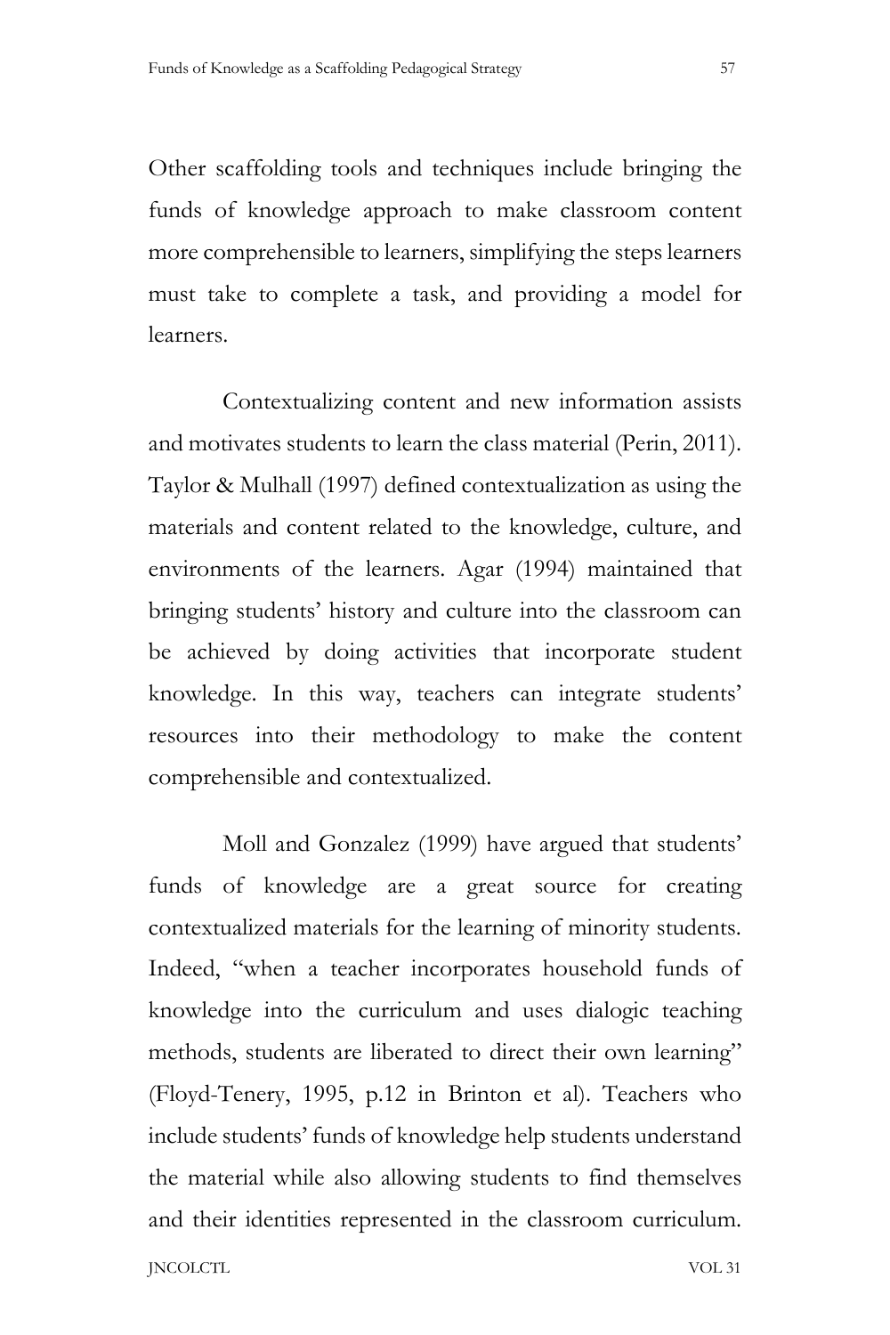Other scaffolding tools and techniques include bringing the funds of knowledge approach to make classroom content more comprehensible to learners, simplifying the steps learners must take to complete a task, and providing a model for learners.

Contextualizing content and new information assists and motivates students to learn the class material (Perin, 2011). Taylor & Mulhall (1997) defined contextualization as using the materials and content related to the knowledge, culture, and environments of the learners. Agar (1994) maintained that bringing students' history and culture into the classroom can be achieved by doing activities that incorporate student knowledge. In this way, teachers can integrate students' resources into their methodology to make the content comprehensible and contextualized.

Moll and Gonzalez (1999) have argued that students' funds of knowledge are a great source for creating contextualized materials for the learning of minority students. Indeed, "when a teacher incorporates household funds of knowledge into the curriculum and uses dialogic teaching methods, students are liberated to direct their own learning" (Floyd-Tenery, 1995, p.12 in Brinton et al). Teachers who include students' funds of knowledge help students understand the material while also allowing students to find themselves and their identities represented in the classroom curriculum.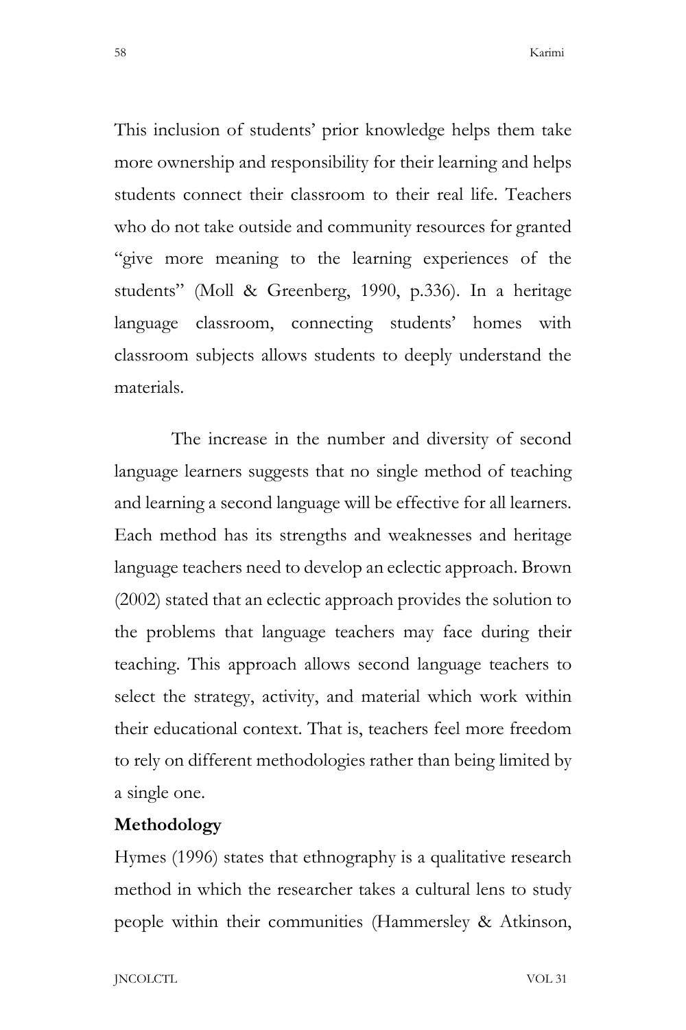This inclusion of students' prior knowledge helps them take more ownership and responsibility for their learning and helps students connect their classroom to their real life. Teachers who do not take outside and community resources for granted "give more meaning to the learning experiences of the students" (Moll & Greenberg, 1990, p.336). In a heritage language classroom, connecting students' homes with classroom subjects allows students to deeply understand the materials.

The increase in the number and diversity of second language learners suggests that no single method of teaching and learning a second language will be effective for all learners. Each method has its strengths and weaknesses and heritage language teachers need to develop an eclectic approach. Brown (2002) stated that an eclectic approach provides the solution to the problems that language teachers may face during their teaching. This approach allows second language teachers to select the strategy, activity, and material which work within their educational context. That is, teachers feel more freedom to rely on different methodologies rather than being limited by a single one.

**Methodology**

Hymes (1996) states that ethnography is a qualitative research method in which the researcher takes a cultural lens to study people within their communities (Hammersley & Atkinson,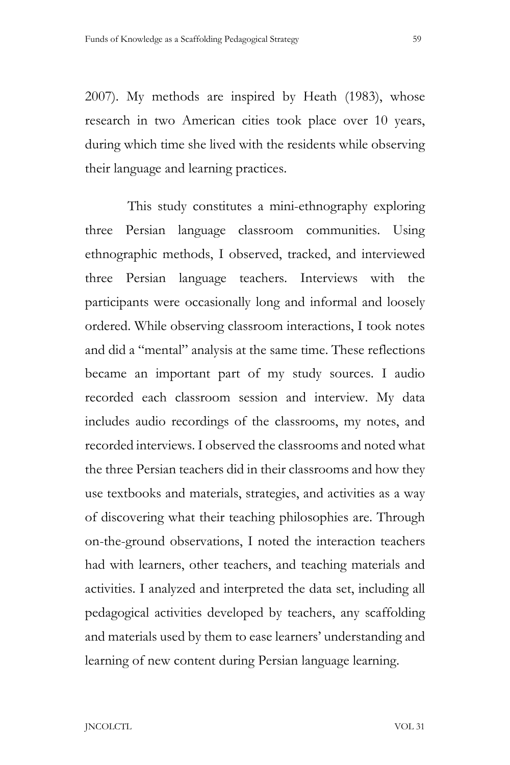2007). My methods are inspired by Heath (1983), whose research in two American cities took place over 10 years, during which time she lived with the residents while observing their language and learning practices.

This study constitutes a mini-ethnography exploring three Persian language classroom communities. Using ethnographic methods, I observed, tracked, and interviewed three Persian language teachers. Interviews with the participants were occasionally long and informal and loosely ordered. While observing classroom interactions, I took notes and did a "mental" analysis at the same time. These reflections became an important part of my study sources. I audio recorded each classroom session and interview. My data includes audio recordings of the classrooms, my notes, and recorded interviews. I observed the classrooms and noted what the three Persian teachers did in their classrooms and how they use textbooks and materials, strategies, and activities as a way of discovering what their teaching philosophies are. Through on-the-ground observations, I noted the interaction teachers had with learners, other teachers, and teaching materials and activities. I analyzed and interpreted the data set, including all pedagogical activities developed by teachers, any scaffolding and materials used by them to ease learners' understanding and learning of new content during Persian language learning.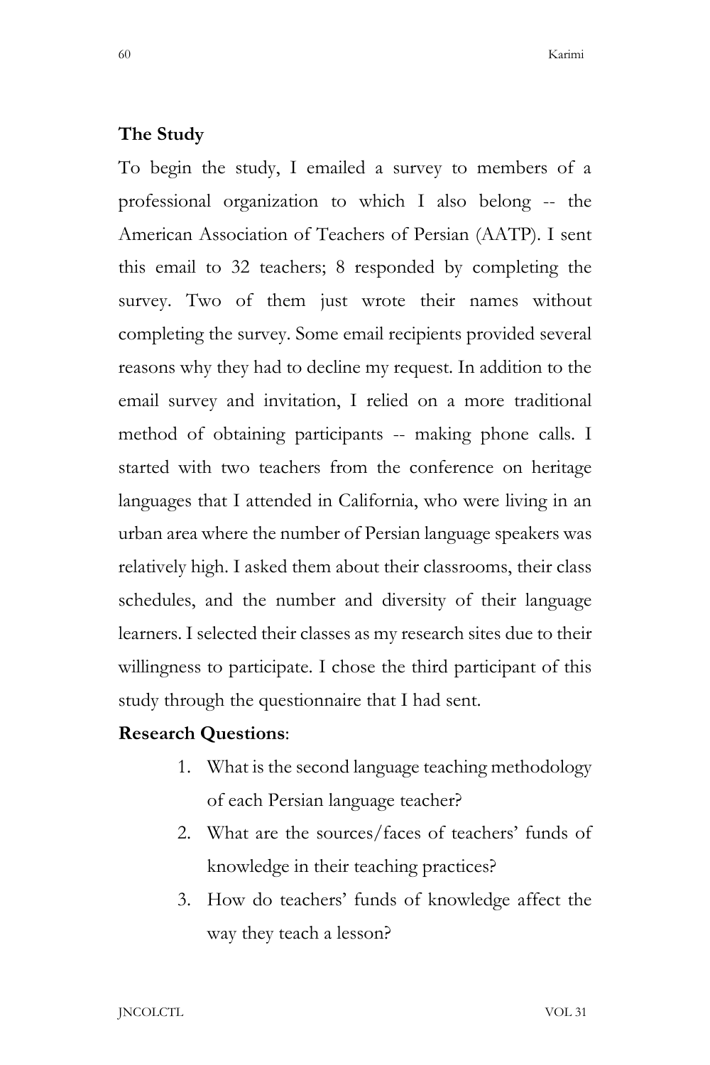**The Study**

To begin the study, I emailed a survey to members of a professional organization to which I also belong -- the American Association of Teachers of Persian (AATP). I sent this email to 32 teachers; 8 responded by completing the survey. Two of them just wrote their names without completing the survey. Some email recipients provided several reasons why they had to decline my request. In addition to the email survey and invitation, I relied on a more traditional method of obtaining participants -- making phone calls. I started with two teachers from the conference on heritage languages that I attended in California, who were living in an urban area where the number of Persian language speakers was relatively high. I asked them about their classrooms, their class schedules, and the number and diversity of their language learners. I selected their classes as my research sites due to their willingness to participate. I chose the third participant of this study through the questionnaire that I had sent.

**Research Questions**:

1. What is the second language teaching methodology of each Persian language teacher?
2. What are the sources/faces of teachers' funds of knowledge in their teaching practices?
3. How do teachers' funds of knowledge affect the way they teach a lesson?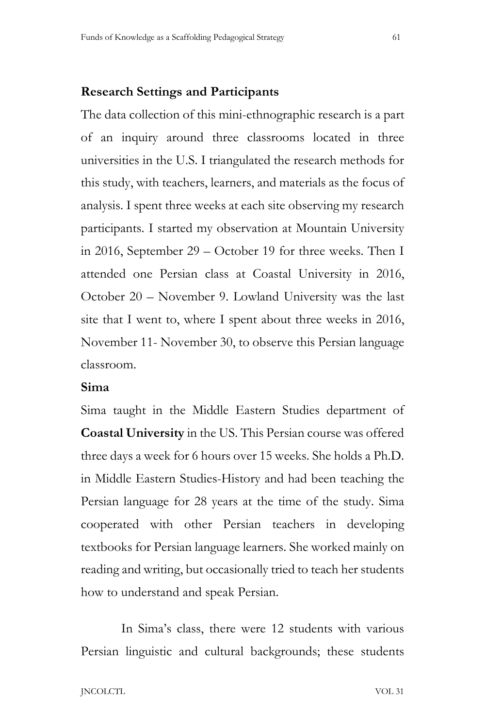## Research Settings and Participants

The data collection of this mini-ethnographic research is a part of an inquiry around three classrooms located in three universities in the U.S. I triangulated the research methods for this study, with teachers, learners, and materials as the focus of analysis. I spent three weeks at each site observing my research participants. I started my observation at Mountain University in 2016, September 29 – October 19 for three weeks. Then I attended one Persian class at Coastal University in 2016, October 20 – November 9. Lowland University was the last site that I went to, where I spent about three weeks in 2016, November 11- November 30, to observe this Persian language classroom.

### Sima

Sima taught in the Middle Eastern Studies department of **Coastal University** in the US. This Persian course was offered three days a week for 6 hours over 15 weeks. She holds a Ph.D. in Middle Eastern Studies-History and had been teaching the Persian language for 28 years at the time of the study. Sima cooperated with other Persian teachers in developing textbooks for Persian language learners. She worked mainly on reading and writing, but occasionally tried to teach her students how to understand and speak Persian.

In Sima's class, there were 12 students with various Persian linguistic and cultural backgrounds; these students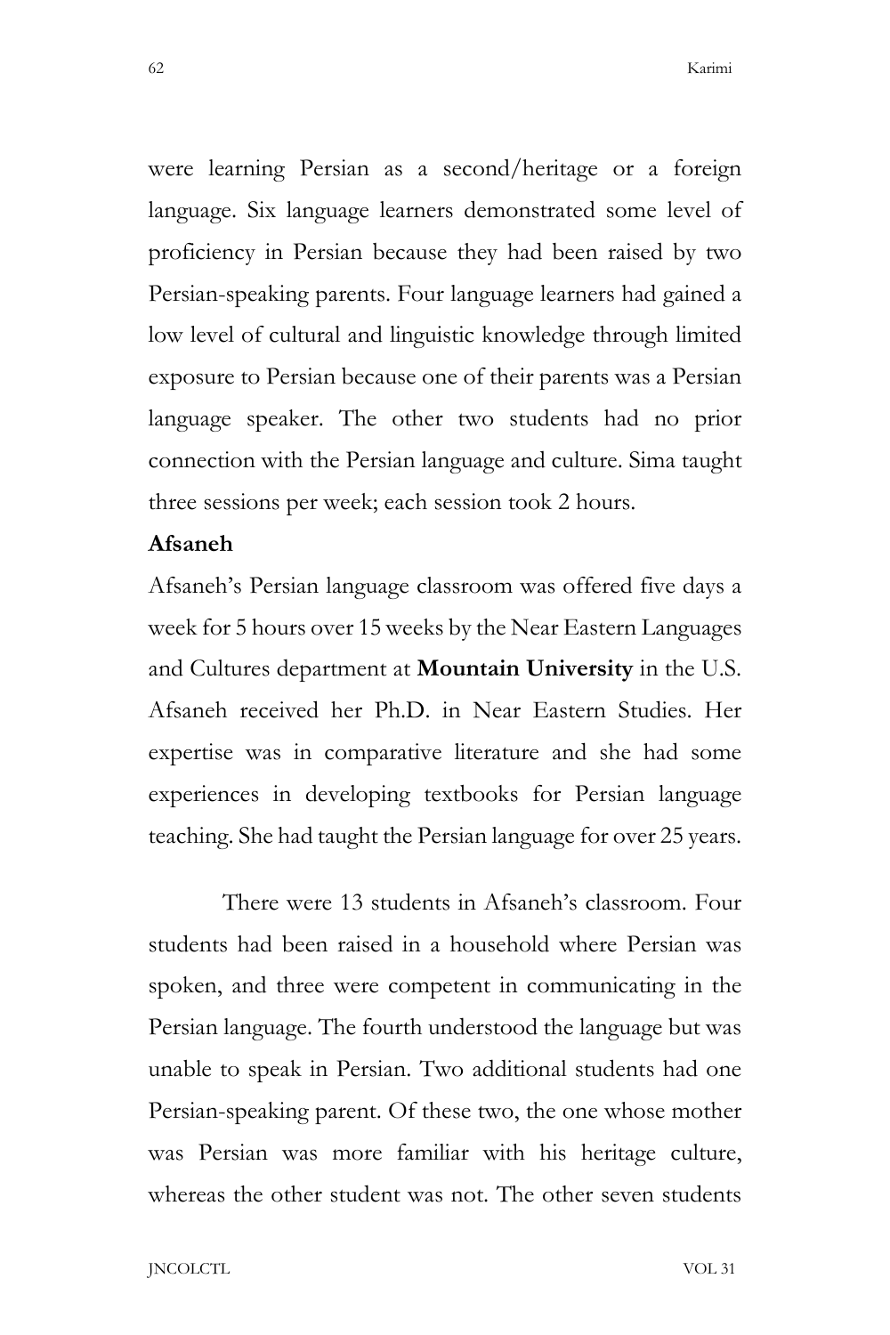were learning Persian as a second/heritage or a foreign language. Six language learners demonstrated some level of proficiency in Persian because they had been raised by two Persian-speaking parents. Four language learners had gained a low level of cultural and linguistic knowledge through limited exposure to Persian because one of their parents was a Persian language speaker. The other two students had no prior connection with the Persian language and culture. Sima taught three sessions per week; each session took 2 hours.

**Afsaneh**

Afsaneh's Persian language classroom was offered five days a week for 5 hours over 15 weeks by the Near Eastern Languages and Cultures department at **Mountain University** in the U.S. Afsaneh received her Ph.D. in Near Eastern Studies. Her expertise was in comparative literature and she had some experiences in developing textbooks for Persian language teaching. She had taught the Persian language for over 25 years.

There were 13 students in Afsaneh's classroom. Four students had been raised in a household where Persian was spoken, and three were competent in communicating in the Persian language. The fourth understood the language but was unable to speak in Persian. Two additional students had one Persian-speaking parent. Of these two, the one whose mother was Persian was more familiar with his heritage culture, whereas the other student was not. The other seven students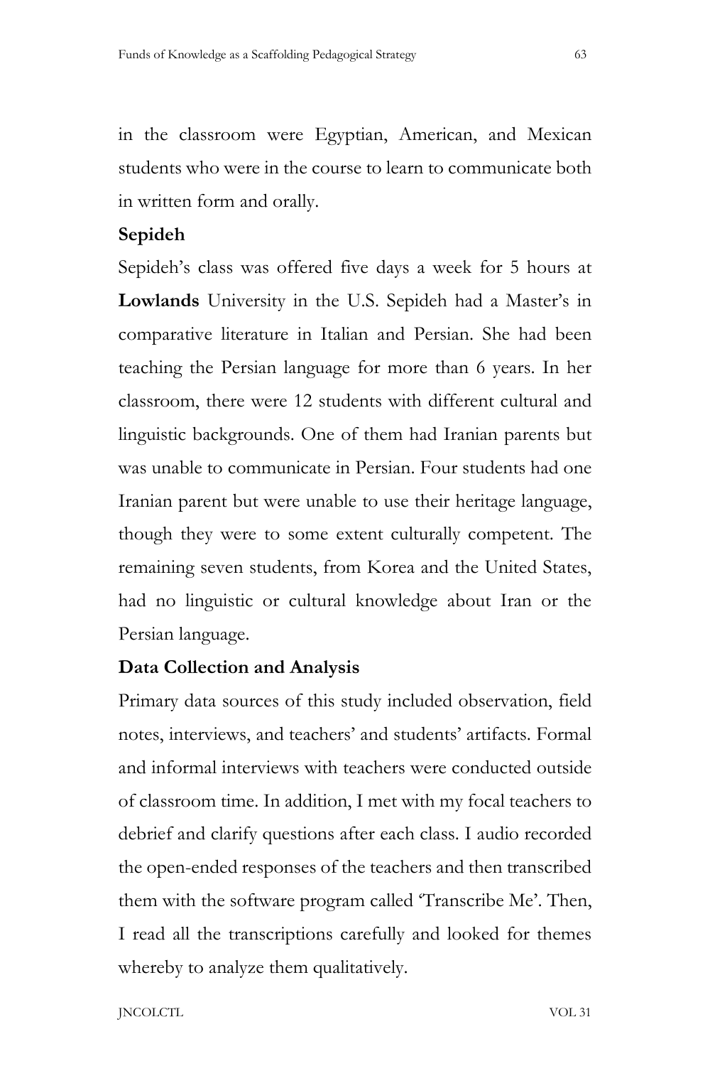in the classroom were Egyptian, American, and Mexican students who were in the course to learn to communicate both in written form and orally.

**Sepideh**

Sepideh's class was offered five days a week for 5 hours at **Lowlands** University in the U.S. Sepideh had a Master's in comparative literature in Italian and Persian. She had been teaching the Persian language for more than 6 years. In her classroom, there were 12 students with different cultural and linguistic backgrounds. One of them had Iranian parents but was unable to communicate in Persian. Four students had one Iranian parent but were unable to use their heritage language, though they were to some extent culturally competent. The remaining seven students, from Korea and the United States, had no linguistic or cultural knowledge about Iran or the Persian language.

**Data Collection and Analysis**

Primary data sources of this study included observation, field notes, interviews, and teachers' and students' artifacts. Formal and informal interviews with teachers were conducted outside of classroom time. In addition, I met with my focal teachers to debrief and clarify questions after each class. I audio recorded the open-ended responses of the teachers and then transcribed them with the software program called 'Transcribe Me'. Then, I read all the transcriptions carefully and looked for themes whereby to analyze them qualitatively.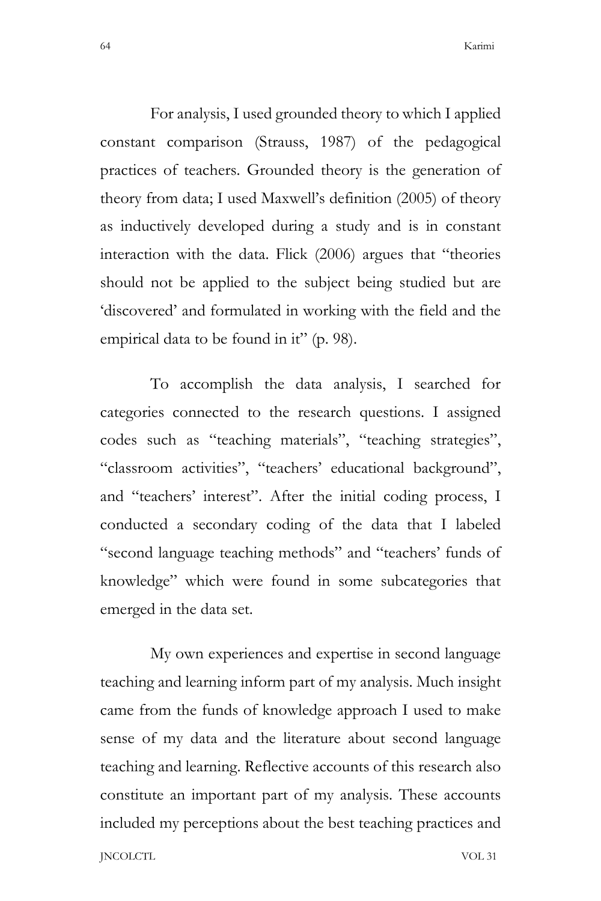For analysis, I used grounded theory to which I applied constant comparison (Strauss, 1987) of the pedagogical practices of teachers. Grounded theory is the generation of theory from data; I used Maxwell's definition (2005) of theory as inductively developed during a study and is in constant interaction with the data. Flick (2006) argues that "theories should not be applied to the subject being studied but are 'discovered' and formulated in working with the field and the empirical data to be found in it" (p. 98).

To accomplish the data analysis, I searched for categories connected to the research questions. I assigned codes such as "teaching materials", "teaching strategies", "classroom activities", "teachers' educational background", and "teachers' interest". After the initial coding process, I conducted a secondary coding of the data that I labeled "second language teaching methods" and "teachers' funds of knowledge" which were found in some subcategories that emerged in the data set.

My own experiences and expertise in second language teaching and learning inform part of my analysis. Much insight came from the funds of knowledge approach I used to make sense of my data and the literature about second language teaching and learning. Reflective accounts of this research also constitute an important part of my analysis. These accounts included my perceptions about the best teaching practices and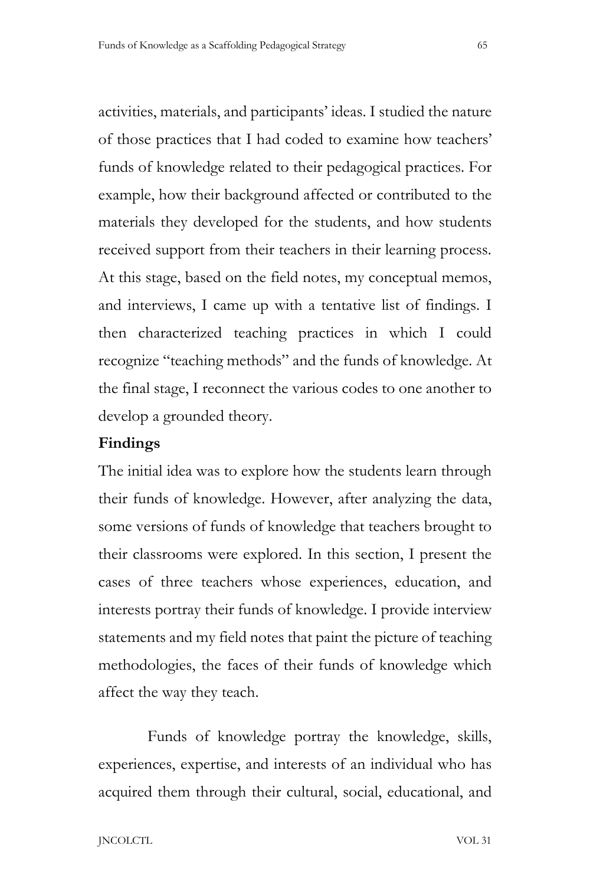activities, materials, and participants' ideas. I studied the nature of those practices that I had coded to examine how teachers' funds of knowledge related to their pedagogical practices. For example, how their background affected or contributed to the materials they developed for the students, and how students received support from their teachers in their learning process. At this stage, based on the field notes, my conceptual memos, and interviews, I came up with a tentative list of findings. I then characterized teaching practices in which I could recognize "teaching methods" and the funds of knowledge. At the final stage, I reconnect the various codes to one another to develop a grounded theory.

**Findings**

The initial idea was to explore how the students learn through their funds of knowledge. However, after analyzing the data, some versions of funds of knowledge that teachers brought to their classrooms were explored. In this section, I present the cases of three teachers whose experiences, education, and interests portray their funds of knowledge. I provide interview statements and my field notes that paint the picture of teaching methodologies, the faces of their funds of knowledge which affect the way they teach.

Funds of knowledge portray the knowledge, skills, experiences, expertise, and interests of an individual who has acquired them through their cultural, social, educational, and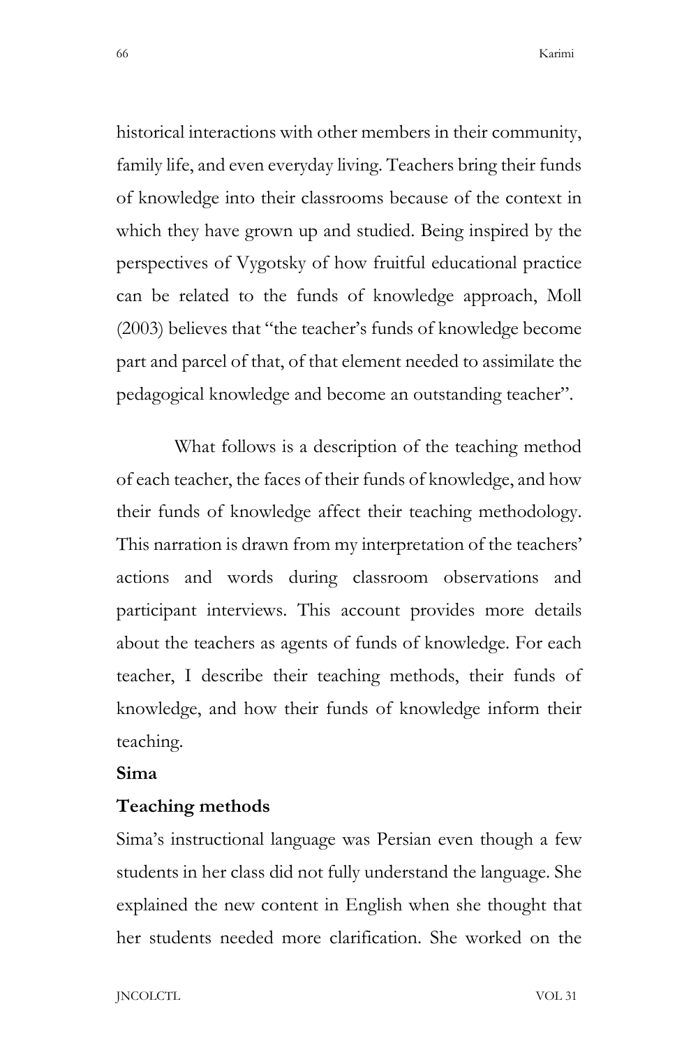historical interactions with other members in their community, family life, and even everyday living. Teachers bring their funds of knowledge into their classrooms because of the context in which they have grown up and studied. Being inspired by the perspectives of Vygotsky of how fruitful educational practice can be related to the funds of knowledge approach, Moll (2003) believes that "the teacher's funds of knowledge become part and parcel of that, of that element needed to assimilate the pedagogical knowledge and become an outstanding teacher".

What follows is a description of the teaching method of each teacher, the faces of their funds of knowledge, and how their funds of knowledge affect their teaching methodology. This narration is drawn from my interpretation of the teachers' actions and words during classroom observations and participant interviews. This account provides more details about the teachers as agents of funds of knowledge. For each teacher, I describe their teaching methods, their funds of knowledge, and how their funds of knowledge inform their teaching.

**Sima**

**Teaching methods**

Sima's instructional language was Persian even though a few students in her class did not fully understand the language. She explained the new content in English when she thought that her students needed more clarification. She worked on the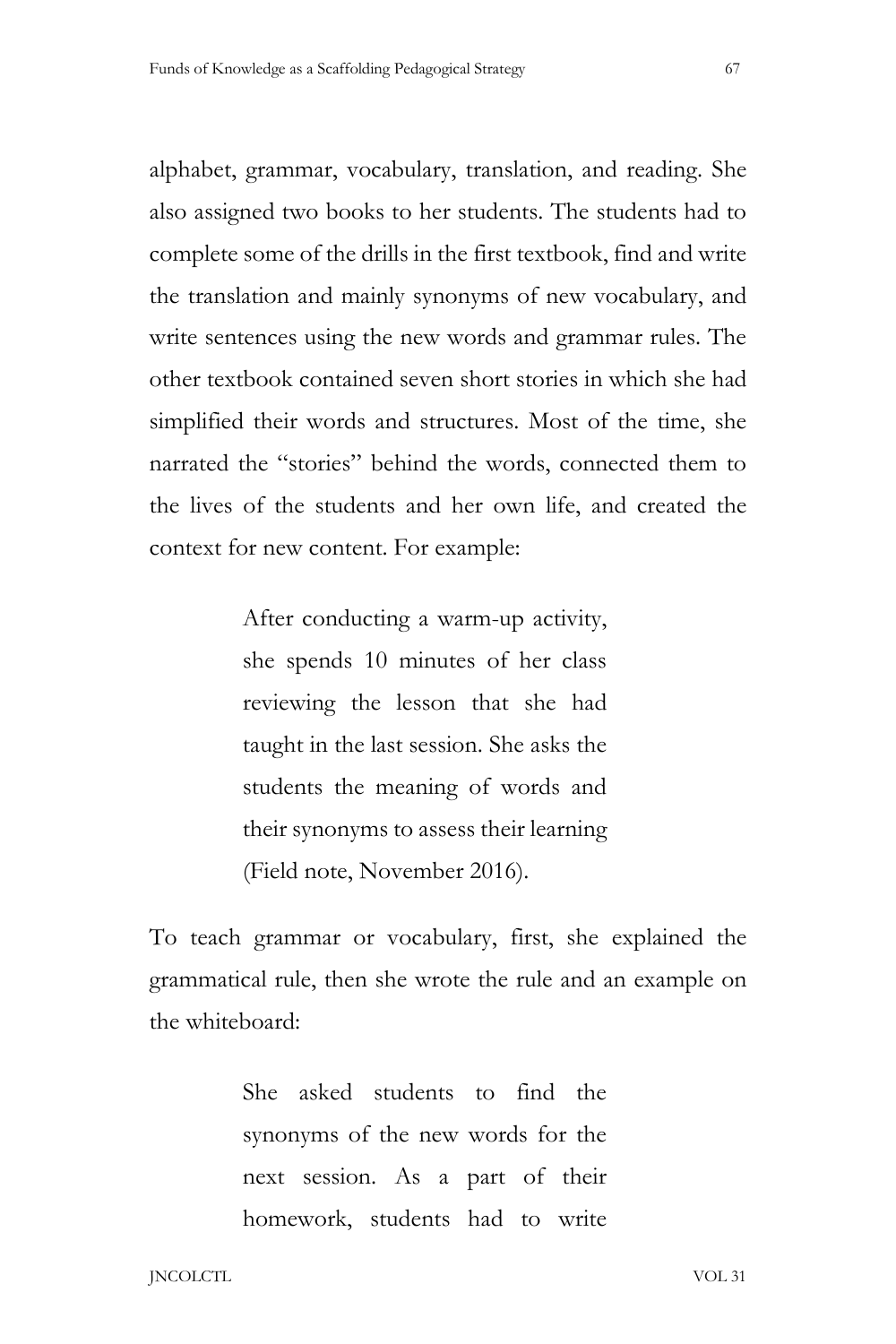alphabet, grammar, vocabulary, translation, and reading. She also assigned two books to her students. The students had to complete some of the drills in the first textbook, find and write the translation and mainly synonyms of new vocabulary, and write sentences using the new words and grammar rules. The other textbook contained seven short stories in which she had simplified their words and structures. Most of the time, she narrated the "stories" behind the words, connected them to the lives of the students and her own life, and created the context for new content. For example:

> After conducting a warm-up activity, she spends 10 minutes of her class reviewing the lesson that she had taught in the last session. She asks the students the meaning of words and their synonyms to assess their learning (Field note, November 2016).

To teach grammar or vocabulary, first, she explained the grammatical rule, then she wrote the rule and an example on the whiteboard:

> She asked students to find the synonyms of the new words for the next session. As a part of their homework, students had to write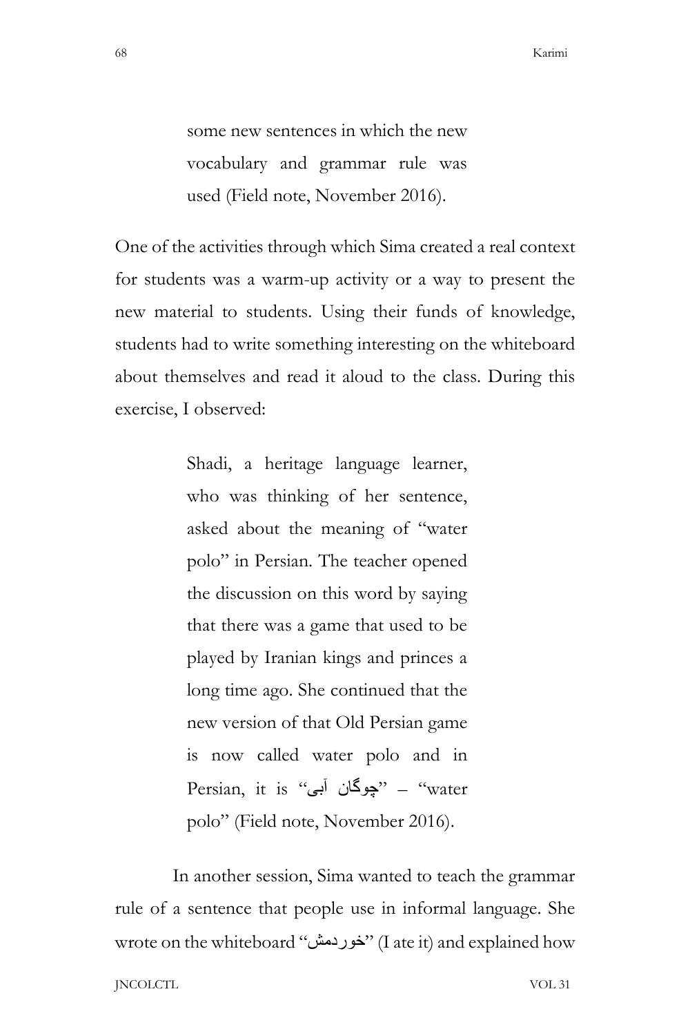> some new sentences in which the new vocabulary and grammar rule was used (Field note, November 2016).

One of the activities through which Sima created a real context for students was a warm-up activity or a way to present the new material to students. Using their funds of knowledge, students had to write something interesting on the whiteboard about themselves and read it aloud to the class. During this exercise, I observed:

> Shadi, a heritage language learner, who was thinking of her sentence, asked about the meaning of "water polo" in Persian. The teacher opened the discussion on this word by saying that there was a game that used to be played by Iranian kings and princes a long time ago. She continued that the new version of that Old Persian game is now called water polo and in Persian, it is "چوگان آبی" – "water polo" (Field note, November 2016).

In another session, Sima wanted to teach the grammar rule of a sentence that people use in informal language. She wrote on the whiteboard "خوردمش" (I ate it) and explained how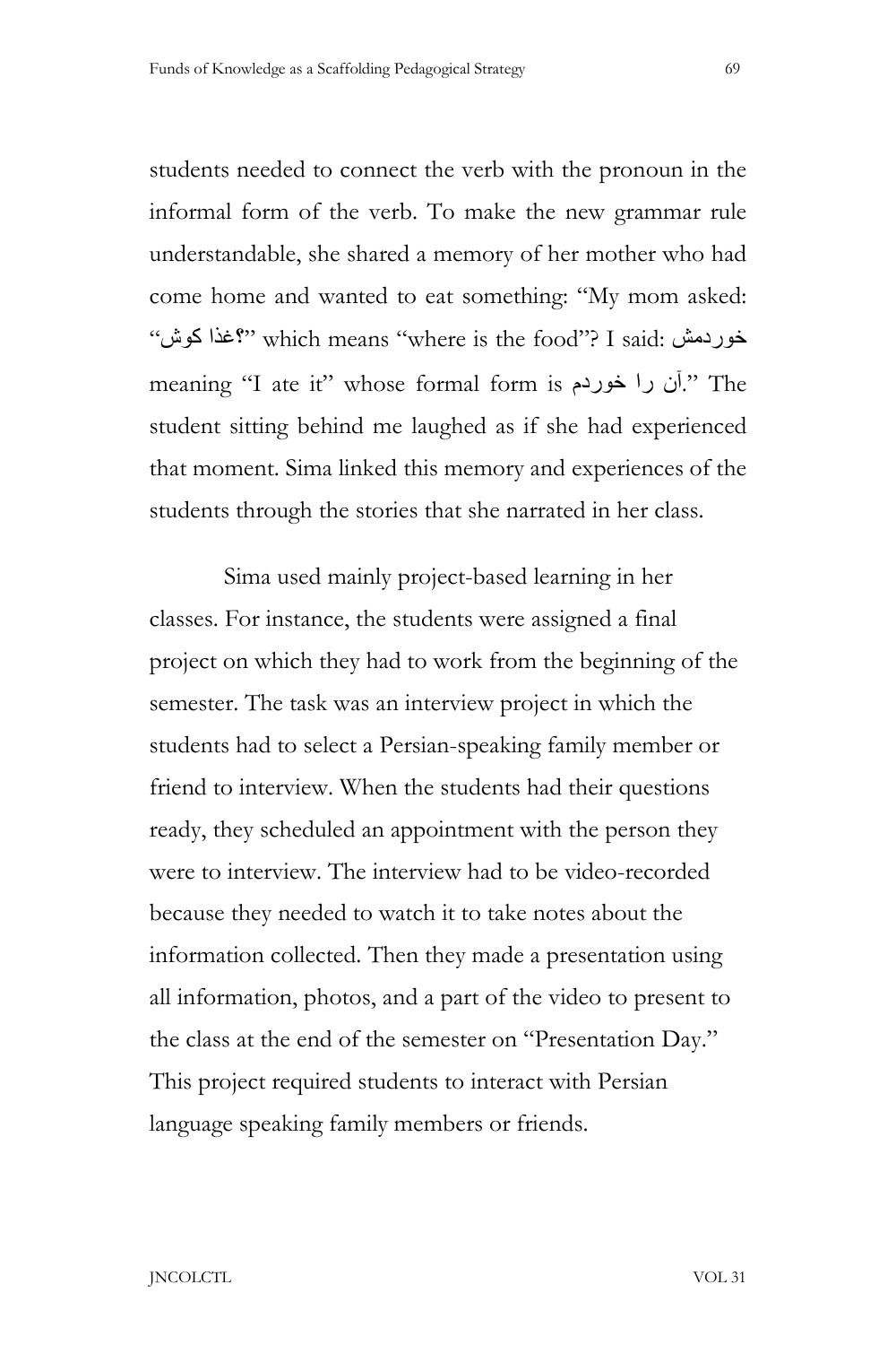students needed to connect the verb with the pronoun in the informal form of the verb. To make the new grammar rule understandable, she shared a memory of her mother who had come home and wanted to eat something: "My mom asked: "غذا کوش؟" which means "where is the food"? I said: خوردمش meaning "I ate it" whose formal form is آن را خوردم." The student sitting behind me laughed as if she had experienced that moment. Sima linked this memory and experiences of the students through the stories that she narrated in her class.

Sima used mainly project-based learning in her classes. For instance, the students were assigned a final project on which they had to work from the beginning of the semester. The task was an interview project in which the students had to select a Persian-speaking family member or friend to interview. When the students had their questions ready, they scheduled an appointment with the person they were to interview. The interview had to be video-recorded because they needed to watch it to take notes about the information collected. Then they made a presentation using all information, photos, and a part of the video to present to the class at the end of the semester on "Presentation Day." This project required students to interact with Persian language speaking family members or friends.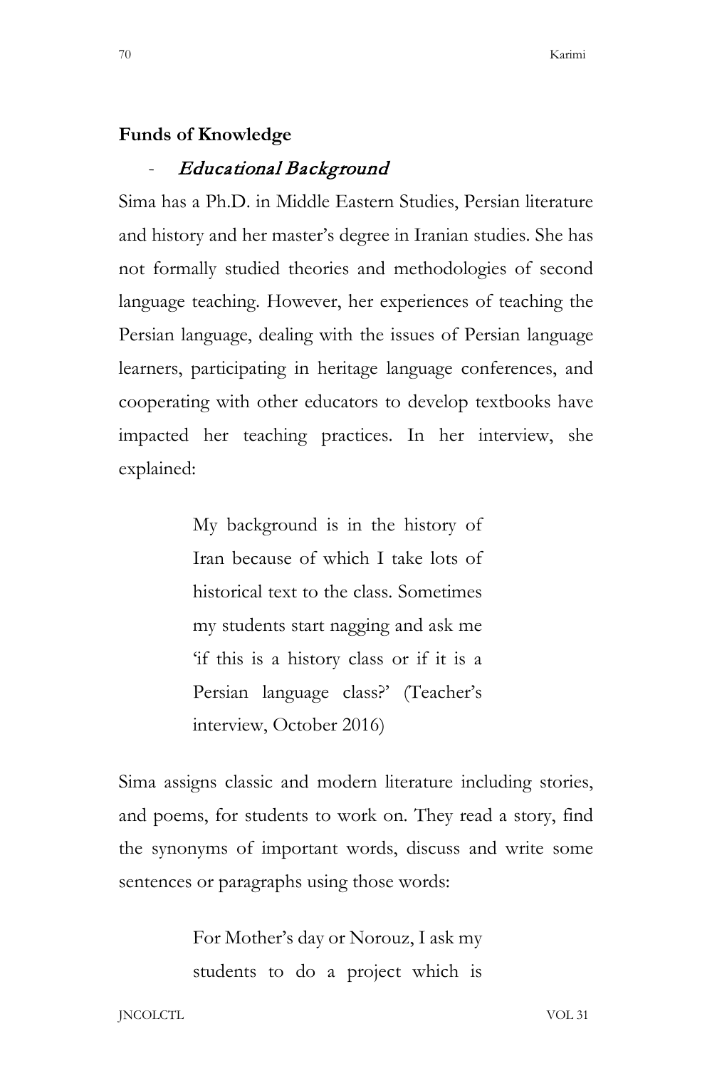## Funds of Knowledge

- *Educational Background*

Sima has a Ph.D. in Middle Eastern Studies, Persian literature and history and her master's degree in Iranian studies. She has not formally studied theories and methodologies of second language teaching. However, her experiences of teaching the Persian language, dealing with the issues of Persian language learners, participating in heritage language conferences, and cooperating with other educators to develop textbooks have impacted her teaching practices. In her interview, she explained:

> My background is in the history of Iran because of which I take lots of historical text to the class. Sometimes my students start nagging and ask me 'if this is a history class or if it is a Persian language class?' (Teacher's interview, October 2016)

Sima assigns classic and modern literature including stories, and poems, for students to work on. They read a story, find the synonyms of important words, discuss and write some sentences or paragraphs using those words:

> For Mother's day or Norouz, I ask my students to do a project which is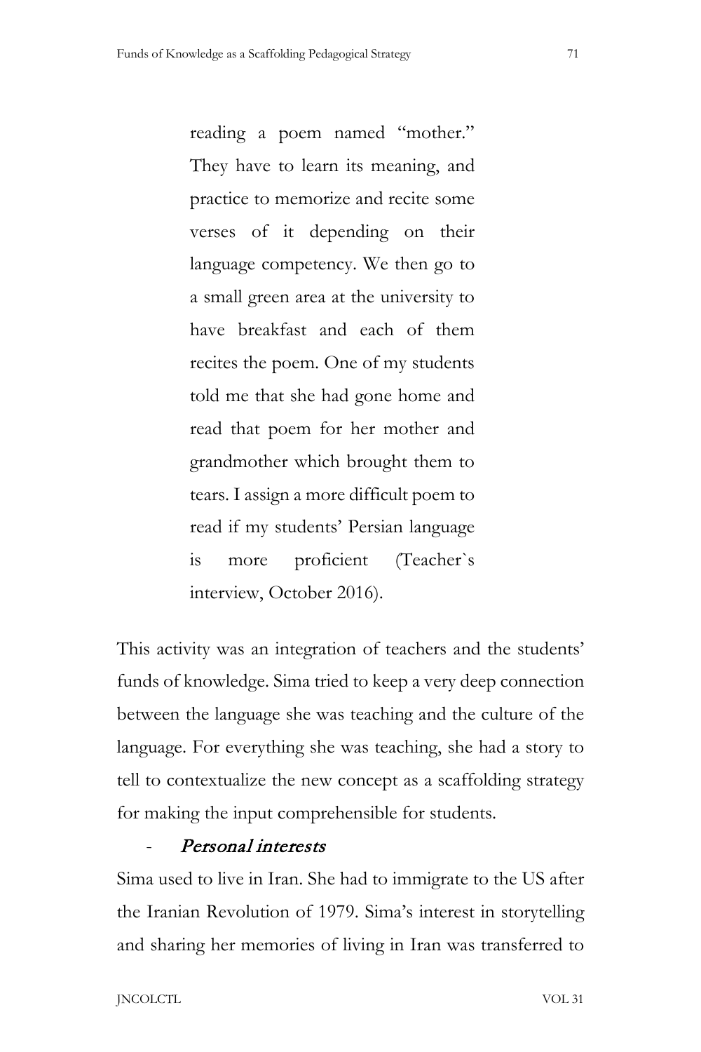> reading a poem named "mother." They have to learn its meaning, and practice to memorize and recite some verses of it depending on their language competency. We then go to a small green area at the university to have breakfast and each of them recites the poem. One of my students told me that she had gone home and read that poem for her mother and grandmother which brought them to tears. I assign a more difficult poem to read if my students' Persian language is more proficient (Teacher`s interview, October 2016).

This activity was an integration of teachers and the students' funds of knowledge. Sima tried to keep a very deep connection between the language she was teaching and the culture of the language. For everything she was teaching, she had a story to tell to contextualize the new concept as a scaffolding strategy for making the input comprehensible for students.

- *Personal interests*

Sima used to live in Iran. She had to immigrate to the US after the Iranian Revolution of 1979. Sima's interest in storytelling and sharing her memories of living in Iran was transferred to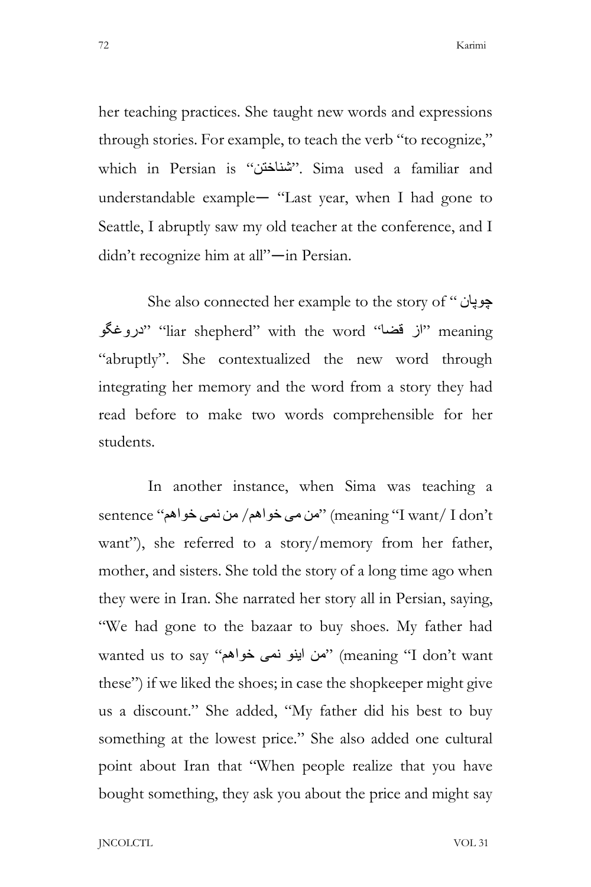her teaching practices. She taught new words and expressions through stories. For example, to teach the verb "to recognize," which in Persian is "شناختن". Sima used a familiar and understandable example— "Last year, when I had gone to Seattle, I abruptly saw my old teacher at the conference, and I didn't recognize him at all"—in Persian.

She also connected her example to the story of " چوپان دروغگو" "liar shepherd" with the word "از قضا" meaning "abruptly". She contextualized the new word through integrating her memory and the word from a story they had read before to make two words comprehensible for her students.

In another instance, when Sima was teaching a sentence "من می خواهم/ من نمی خواهم" (meaning "I want/ I don't want"), she referred to a story/memory from her father, mother, and sisters. She told the story of a long time ago when they were in Iran. She narrated her story all in Persian, saying, "We had gone to the bazaar to buy shoes. My father had wanted us to say "من اینو نمی خواهم" (meaning "I don't want these") if we liked the shoes; in case the shopkeeper might give us a discount." She added, "My father did his best to buy something at the lowest price." She also added one cultural point about Iran that "When people realize that you have bought something, they ask you about the price and might say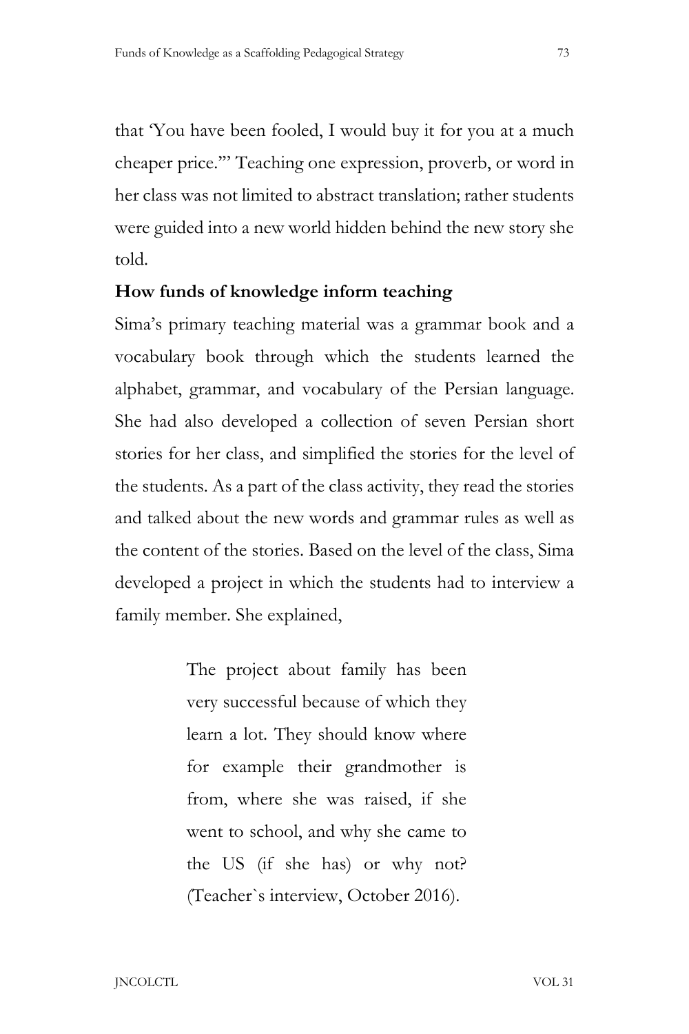that 'You have been fooled, I would buy it for you at a much cheaper price.'" Teaching one expression, proverb, or word in her class was not limited to abstract translation; rather students were guided into a new world hidden behind the new story she told.

**How funds of knowledge inform teaching**

Sima's primary teaching material was a grammar book and a vocabulary book through which the students learned the alphabet, grammar, and vocabulary of the Persian language. She had also developed a collection of seven Persian short stories for her class, and simplified the stories for the level of the students. As a part of the class activity, they read the stories and talked about the new words and grammar rules as well as the content of the stories. Based on the level of the class, Sima developed a project in which the students had to interview a family member. She explained,

> The project about family has been very successful because of which they learn a lot. They should know where for example their grandmother is from, where she was raised, if she went to school, and why she came to the US (if she has) or why not? (Teacher`s interview, October 2016).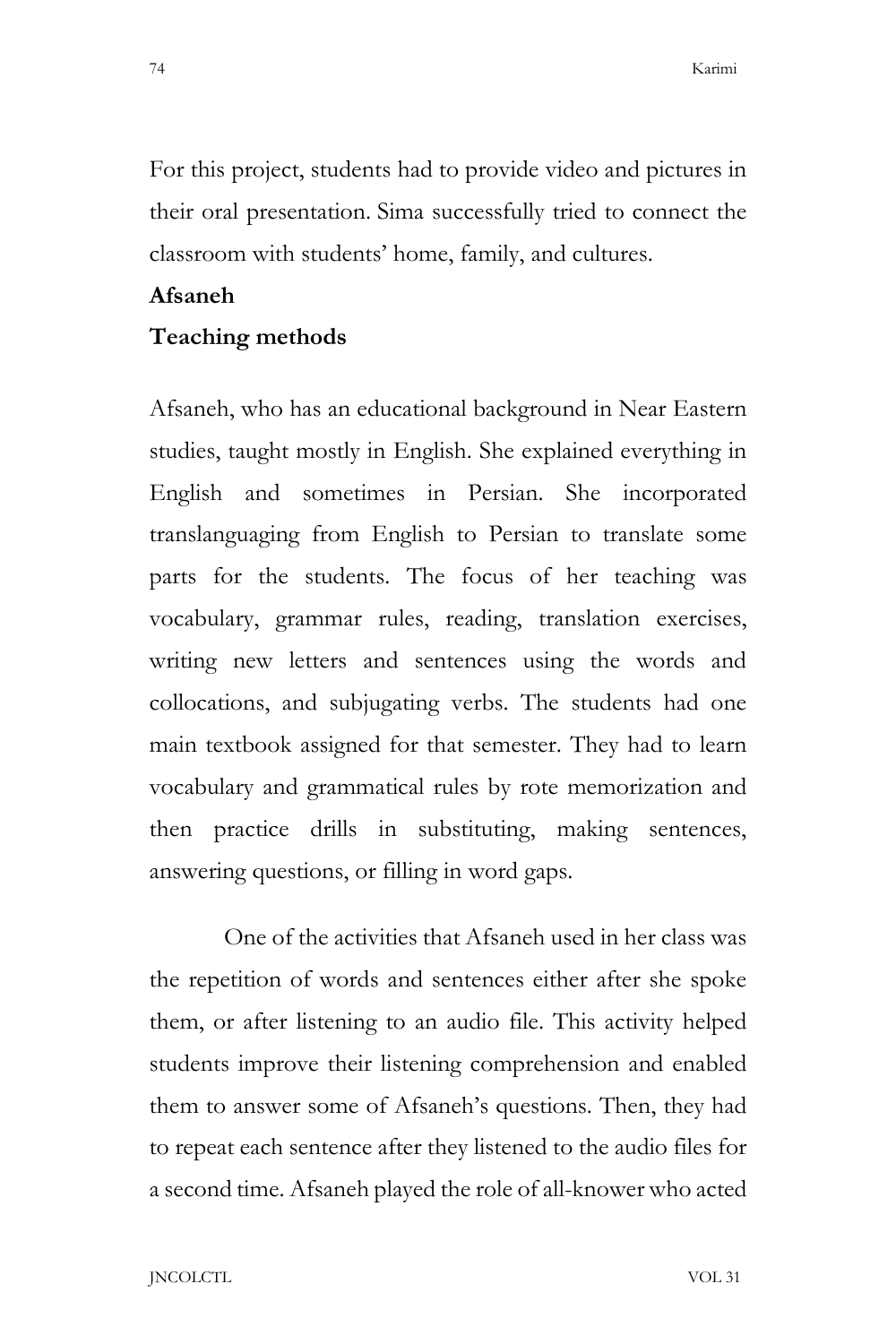For this project, students had to provide video and pictures in their oral presentation. Sima successfully tried to connect the classroom with students' home, family, and cultures.

**Afsaneh**

**Teaching methods**

Afsaneh, who has an educational background in Near Eastern studies, taught mostly in English. She explained everything in English and sometimes in Persian. She incorporated translanguaging from English to Persian to translate some parts for the students. The focus of her teaching was vocabulary, grammar rules, reading, translation exercises, writing new letters and sentences using the words and collocations, and subjugating verbs. The students had one main textbook assigned for that semester. They had to learn vocabulary and grammatical rules by rote memorization and then practice drills in substituting, making sentences, answering questions, or filling in word gaps.

One of the activities that Afsaneh used in her class was the repetition of words and sentences either after she spoke them, or after listening to an audio file. This activity helped students improve their listening comprehension and enabled them to answer some of Afsaneh's questions. Then, they had to repeat each sentence after they listened to the audio files for a second time. Afsaneh played the role of all-knower who acted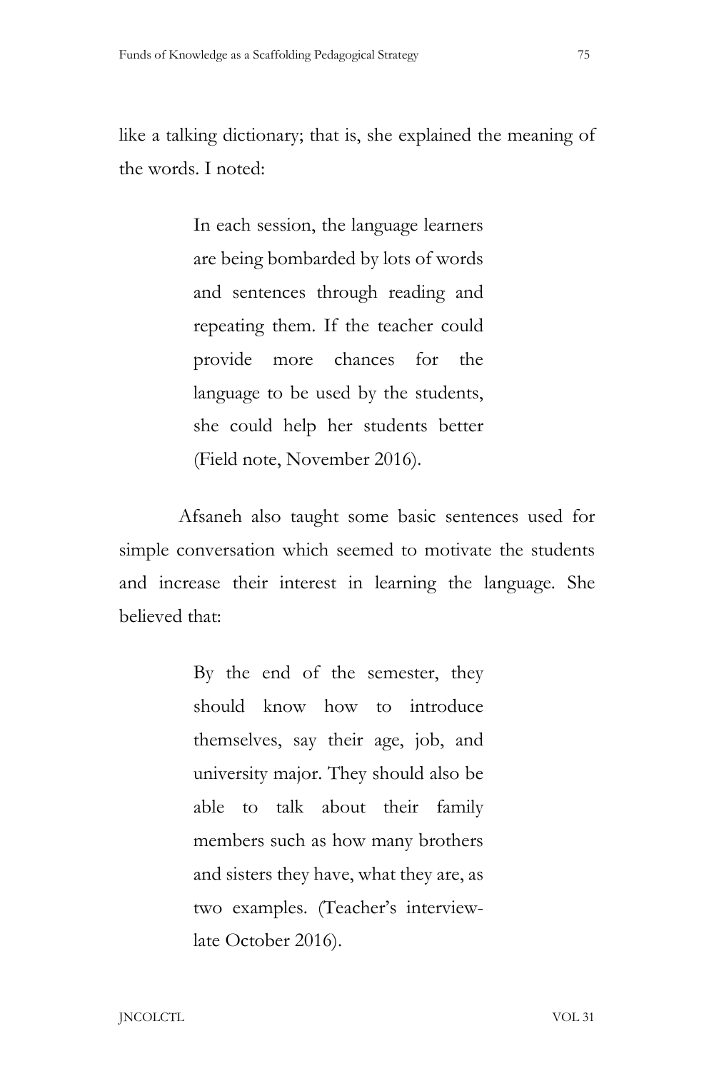like a talking dictionary; that is, she explained the meaning of the words. I noted:

> In each session, the language learners are being bombarded by lots of words and sentences through reading and repeating them. If the teacher could provide more chances for the language to be used by the students, she could help her students better (Field note, November 2016).

Afsaneh also taught some basic sentences used for simple conversation which seemed to motivate the students and increase their interest in learning the language. She believed that:

> By the end of the semester, they should know how to introduce themselves, say their age, job, and university major. They should also be able to talk about their family members such as how many brothers and sisters they have, what they are, as two examples. (Teacher's interview-late October 2016).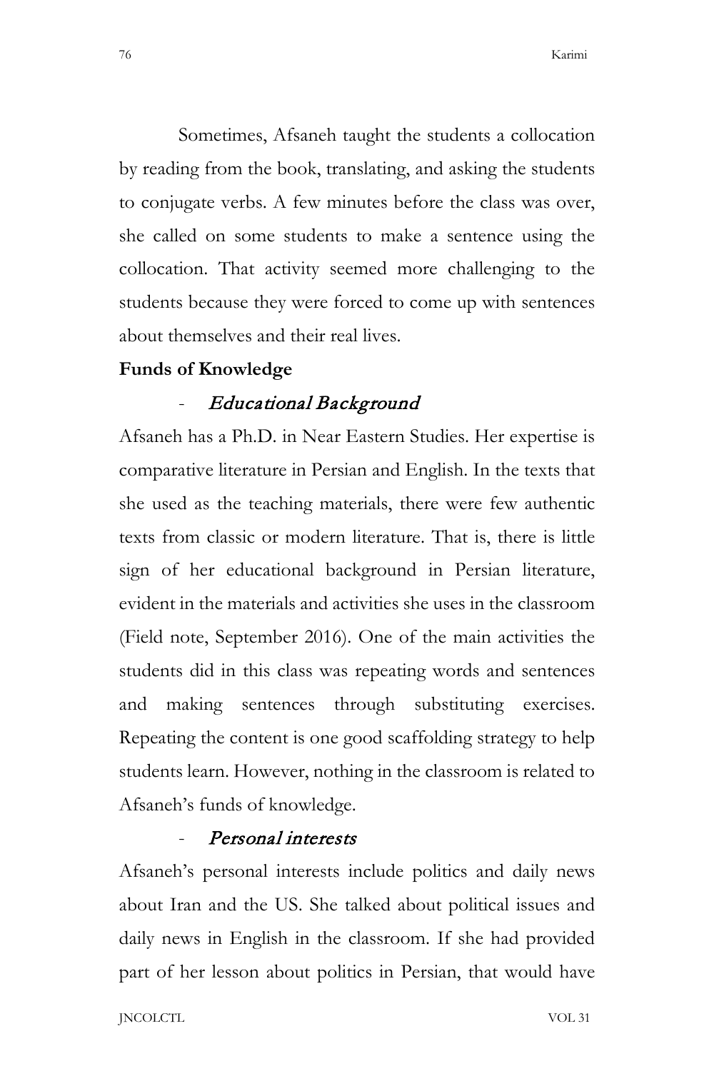Sometimes, Afsaneh taught the students a collocation by reading from the book, translating, and asking the students to conjugate verbs. A few minutes before the class was over, she called on some students to make a sentence using the collocation. That activity seemed more challenging to the students because they were forced to come up with sentences about themselves and their real lives.

**Funds of Knowledge**

- *Educational Background*

Afsaneh has a Ph.D. in Near Eastern Studies. Her expertise is comparative literature in Persian and English. In the texts that she used as the teaching materials, there were few authentic texts from classic or modern literature. That is, there is little sign of her educational background in Persian literature, evident in the materials and activities she uses in the classroom (Field note, September 2016). One of the main activities the students did in this class was repeating words and sentences and making sentences through substituting exercises. Repeating the content is one good scaffolding strategy to help students learn. However, nothing in the classroom is related to Afsaneh's funds of knowledge.

- *Personal interests*

Afsaneh's personal interests include politics and daily news about Iran and the US. She talked about political issues and daily news in English in the classroom. If she had provided part of her lesson about politics in Persian, that would have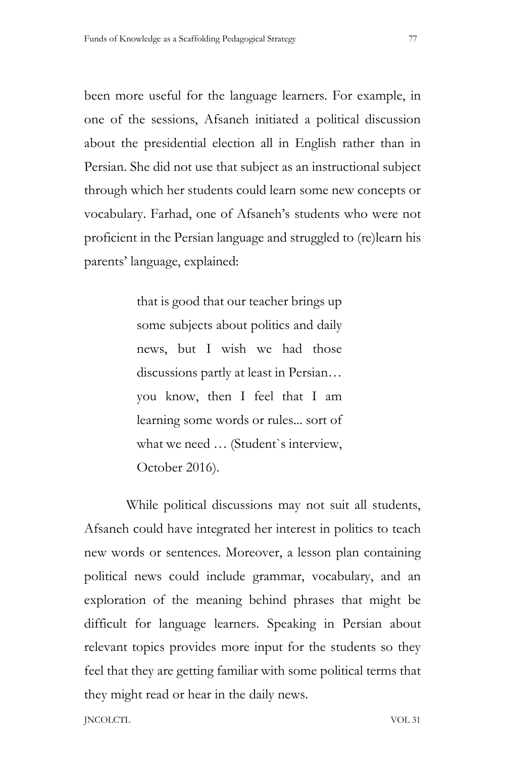been more useful for the language learners. For example, in one of the sessions, Afsaneh initiated a political discussion about the presidential election all in English rather than in Persian. She did not use that subject as an instructional subject through which her students could learn some new concepts or vocabulary. Farhad, one of Afsaneh's students who were not proficient in the Persian language and struggled to (re)learn his parents' language, explained:

> that is good that our teacher brings up some subjects about politics and daily news, but I wish we had those discussions partly at least in Persian… you know, then I feel that I am learning some words or rules... sort of what we need … (Student`s interview, October 2016).

While political discussions may not suit all students, Afsaneh could have integrated her interest in politics to teach new words or sentences. Moreover, a lesson plan containing political news could include grammar, vocabulary, and an exploration of the meaning behind phrases that might be difficult for language learners. Speaking in Persian about relevant topics provides more input for the students so they feel that they are getting familiar with some political terms that they might read or hear in the daily news.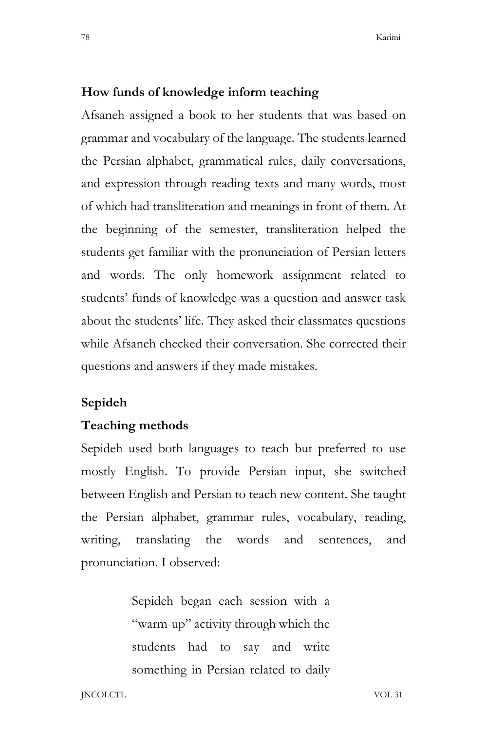### How funds of knowledge inform teaching

Afsaneh assigned a book to her students that was based on grammar and vocabulary of the language. The students learned the Persian alphabet, grammatical rules, daily conversations, and expression through reading texts and many words, most of which had transliteration and meanings in front of them. At the beginning of the semester, transliteration helped the students get familiar with the pronunciation of Persian letters and words. The only homework assignment related to students' funds of knowledge was a question and answer task about the students' life. They asked their classmates questions while Afsaneh checked their conversation. She corrected their questions and answers if they made mistakes.

### Sepideh

### Teaching methods

Sepideh used both languages to teach but preferred to use mostly English. To provide Persian input, she switched between English and Persian to teach new content. She taught the Persian alphabet, grammar rules, vocabulary, reading, writing, translating the words and sentences, and pronunciation. I observed:

> Sepideh began each session with a "warm-up" activity through which the students had to say and write something in Persian related to daily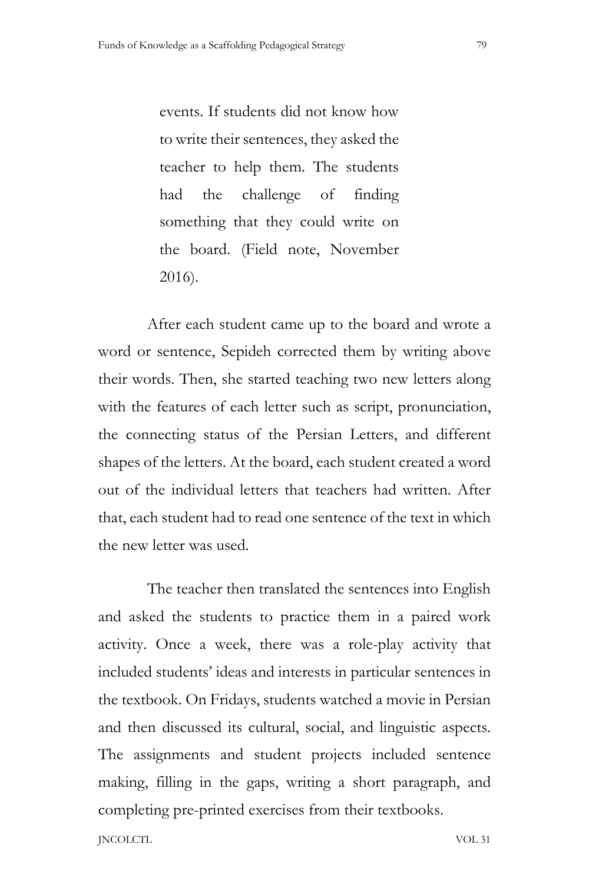> events. If students did not know how to write their sentences, they asked the teacher to help them. The students had the challenge of finding something that they could write on the board. (Field note, November 2016).

After each student came up to the board and wrote a word or sentence, Sepideh corrected them by writing above their words. Then, she started teaching two new letters along with the features of each letter such as script, pronunciation, the connecting status of the Persian Letters, and different shapes of the letters. At the board, each student created a word out of the individual letters that teachers had written. After that, each student had to read one sentence of the text in which the new letter was used.

The teacher then translated the sentences into English and asked the students to practice them in a paired work activity. Once a week, there was a role-play activity that included students' ideas and interests in particular sentences in the textbook. On Fridays, students watched a movie in Persian and then discussed its cultural, social, and linguistic aspects. The assignments and student projects included sentence making, filling in the gaps, writing a short paragraph, and completing pre-printed exercises from their textbooks.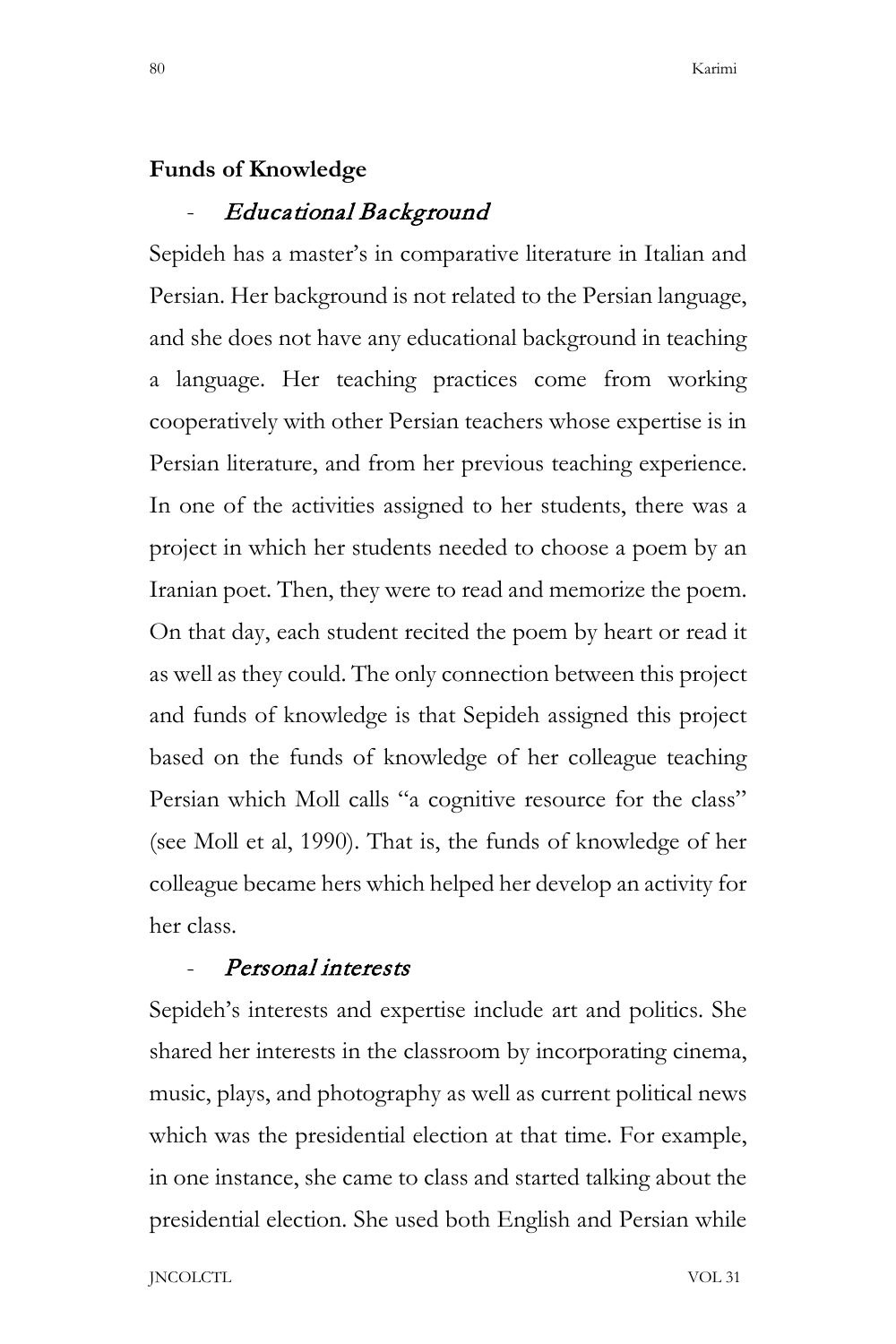**Funds of Knowledge**

- *Educational Background*

Sepideh has a master's in comparative literature in Italian and Persian. Her background is not related to the Persian language, and she does not have any educational background in teaching a language. Her teaching practices come from working cooperatively with other Persian teachers whose expertise is in Persian literature, and from her previous teaching experience. In one of the activities assigned to her students, there was a project in which her students needed to choose a poem by an Iranian poet. Then, they were to read and memorize the poem. On that day, each student recited the poem by heart or read it as well as they could. The only connection between this project and funds of knowledge is that Sepideh assigned this project based on the funds of knowledge of her colleague teaching Persian which Moll calls "a cognitive resource for the class" (see Moll et al, 1990). That is, the funds of knowledge of her colleague became hers which helped her develop an activity for her class.

- *Personal interests*

Sepideh's interests and expertise include art and politics. She shared her interests in the classroom by incorporating cinema, music, plays, and photography as well as current political news which was the presidential election at that time. For example, in one instance, she came to class and started talking about the presidential election. She used both English and Persian while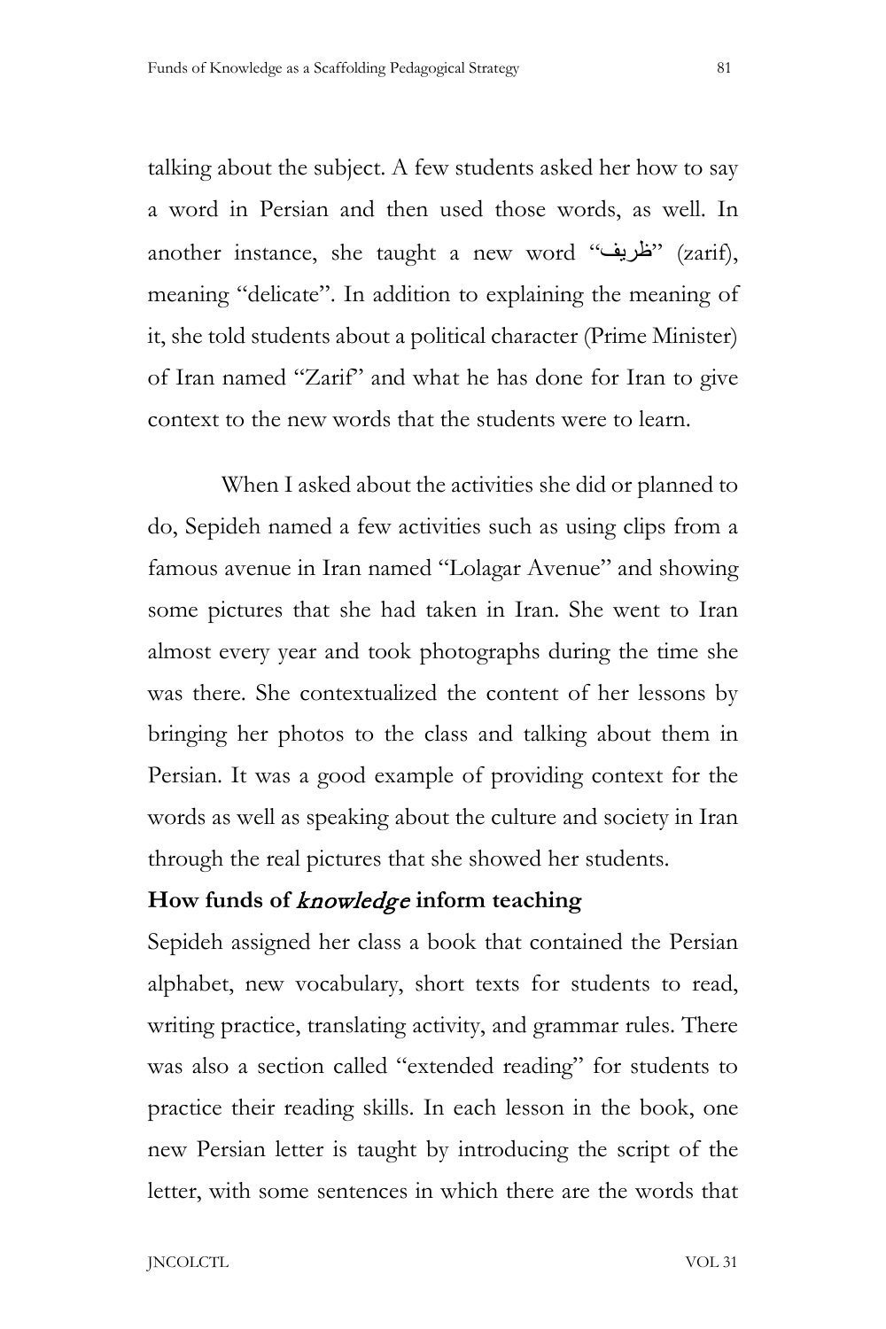talking about the subject. A few students asked her how to say a word in Persian and then used those words, as well. In another instance, she taught a new word "ظریف" (zarif), meaning "delicate". In addition to explaining the meaning of it, she told students about a political character (Prime Minister) of Iran named "Zarif" and what he has done for Iran to give context to the new words that the students were to learn.

When I asked about the activities she did or planned to do, Sepideh named a few activities such as using clips from a famous avenue in Iran named "Lolagar Avenue" and showing some pictures that she had taken in Iran. She went to Iran almost every year and took photographs during the time she was there. She contextualized the content of her lessons by bringing her photos to the class and talking about them in Persian. It was a good example of providing context for the words as well as speaking about the culture and society in Iran through the real pictures that she showed her students.

### How funds of *knowledge* inform teaching

Sepideh assigned her class a book that contained the Persian alphabet, new vocabulary, short texts for students to read, writing practice, translating activity, and grammar rules. There was also a section called "extended reading" for students to practice their reading skills. In each lesson in the book, one new Persian letter is taught by introducing the script of the letter, with some sentences in which there are the words that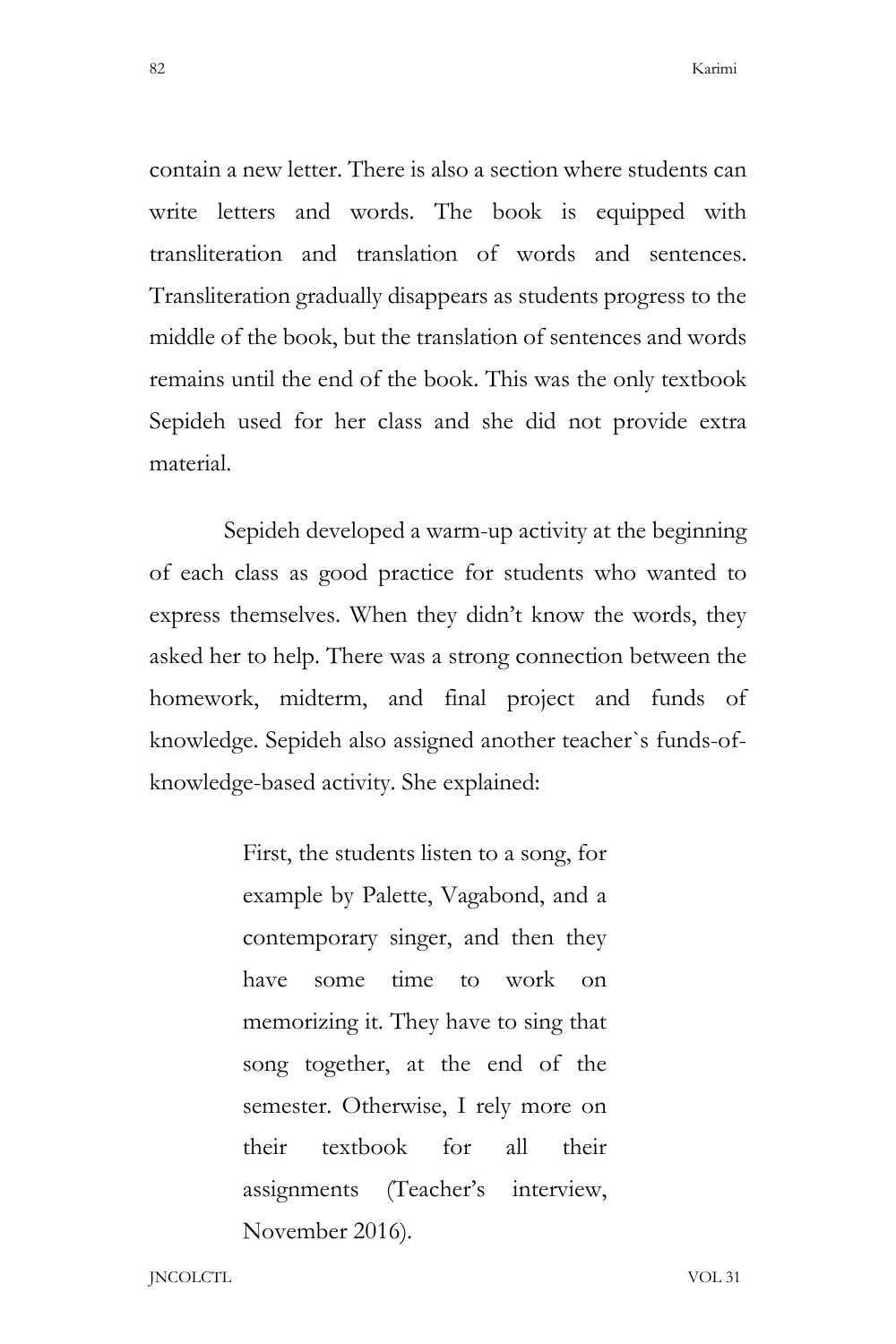contain a new letter. There is also a section where students can write letters and words. The book is equipped with transliteration and translation of words and sentences. Transliteration gradually disappears as students progress to the middle of the book, but the translation of sentences and words remains until the end of the book. This was the only textbook Sepideh used for her class and she did not provide extra material.

Sepideh developed a warm-up activity at the beginning of each class as good practice for students who wanted to express themselves. When they didn't know the words, they asked her to help. There was a strong connection between the homework, midterm, and final project and funds of knowledge. Sepideh also assigned another teacher`s funds-of-knowledge-based activity. She explained:

> First, the students listen to a song, for example by Palette, Vagabond, and a contemporary singer, and then they have some time to work on memorizing it. They have to sing that song together, at the end of the semester. Otherwise, I rely more on their textbook for all their assignments (Teacher's interview, November 2016).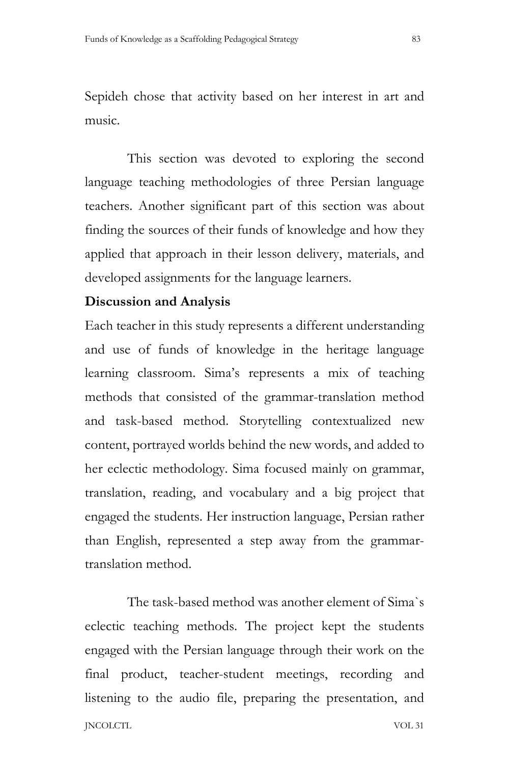Sepideh chose that activity based on her interest in art and music.

This section was devoted to exploring the second language teaching methodologies of three Persian language teachers. Another significant part of this section was about finding the sources of their funds of knowledge and how they applied that approach in their lesson delivery, materials, and developed assignments for the language learners.

**Discussion and Analysis**

Each teacher in this study represents a different understanding and use of funds of knowledge in the heritage language learning classroom. Sima's represents a mix of teaching methods that consisted of the grammar-translation method and task-based method. Storytelling contextualized new content, portrayed worlds behind the new words, and added to her eclectic methodology. Sima focused mainly on grammar, translation, reading, and vocabulary and a big project that engaged the students. Her instruction language, Persian rather than English, represented a step away from the grammar-translation method.

The task-based method was another element of Sima`s eclectic teaching methods. The project kept the students engaged with the Persian language through their work on the final product, teacher-student meetings, recording and listening to the audio file, preparing the presentation, and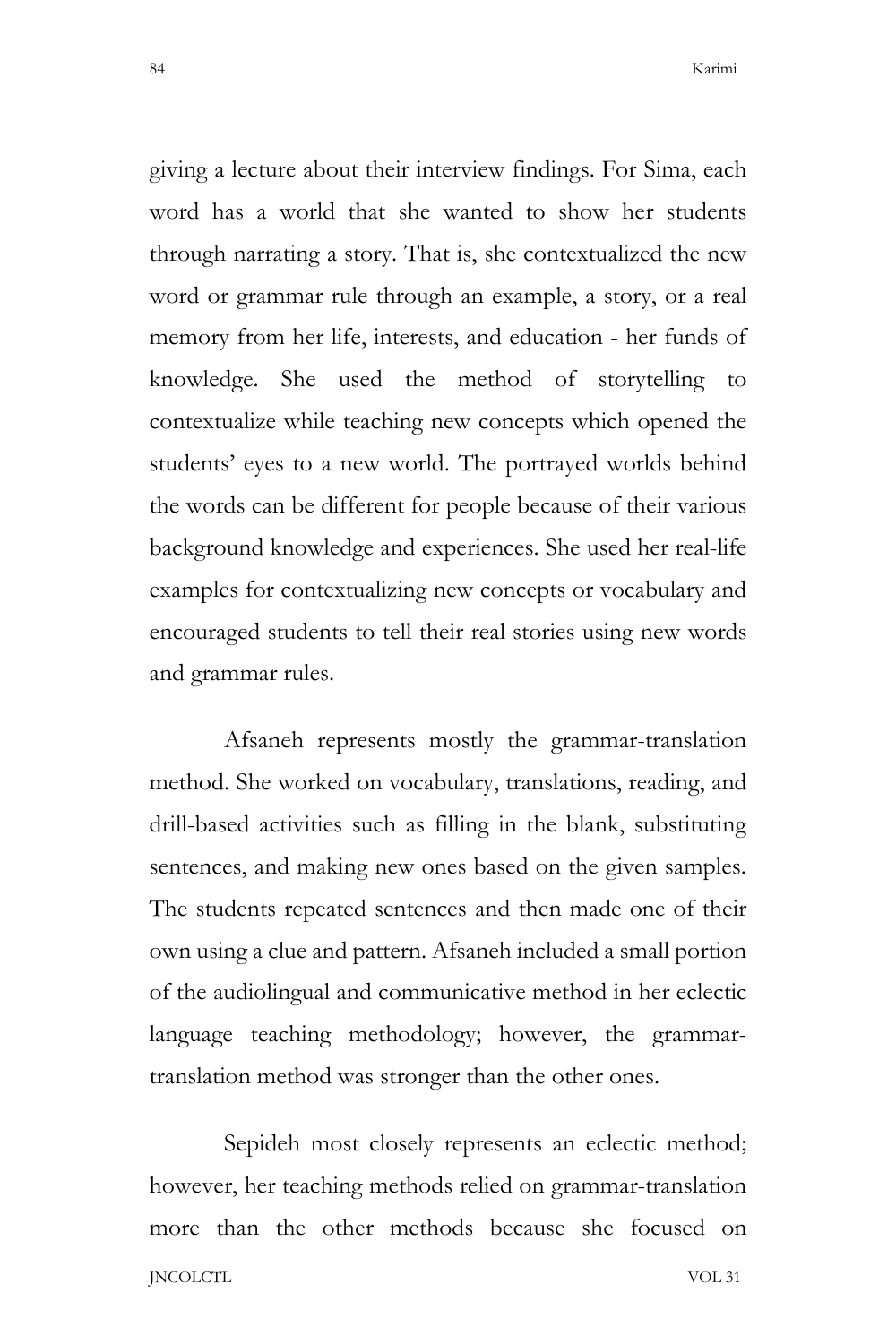giving a lecture about their interview findings. For Sima, each word has a world that she wanted to show her students through narrating a story. That is, she contextualized the new word or grammar rule through an example, a story, or a real memory from her life, interests, and education - her funds of knowledge. She used the method of storytelling to contextualize while teaching new concepts which opened the students' eyes to a new world. The portrayed worlds behind the words can be different for people because of their various background knowledge and experiences. She used her real-life examples for contextualizing new concepts or vocabulary and encouraged students to tell their real stories using new words and grammar rules.

Afsaneh represents mostly the grammar-translation method. She worked on vocabulary, translations, reading, and drill-based activities such as filling in the blank, substituting sentences, and making new ones based on the given samples. The students repeated sentences and then made one of their own using a clue and pattern. Afsaneh included a small portion of the audiolingual and communicative method in her eclectic language teaching methodology; however, the grammar-translation method was stronger than the other ones.

Sepideh most closely represents an eclectic method; however, her teaching methods relied on grammar-translation more than the other methods because she focused on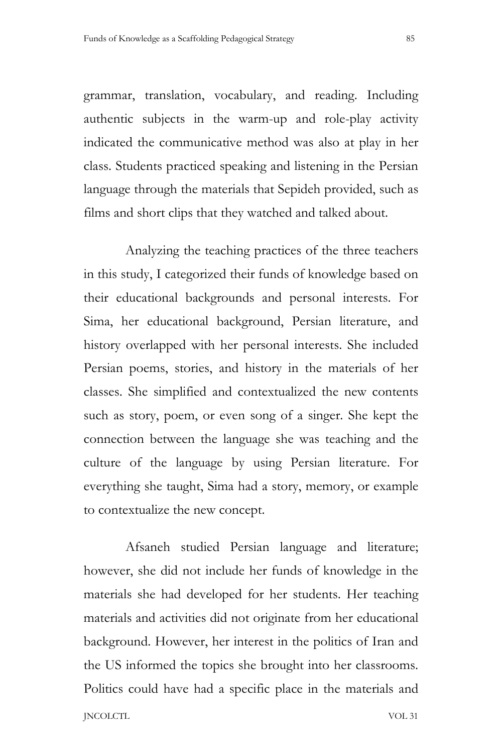grammar, translation, vocabulary, and reading. Including authentic subjects in the warm-up and role-play activity indicated the communicative method was also at play in her class. Students practiced speaking and listening in the Persian language through the materials that Sepideh provided, such as films and short clips that they watched and talked about.

Analyzing the teaching practices of the three teachers in this study, I categorized their funds of knowledge based on their educational backgrounds and personal interests. For Sima, her educational background, Persian literature, and history overlapped with her personal interests. She included Persian poems, stories, and history in the materials of her classes. She simplified and contextualized the new contents such as story, poem, or even song of a singer. She kept the connection between the language she was teaching and the culture of the language by using Persian literature. For everything she taught, Sima had a story, memory, or example to contextualize the new concept.

Afsaneh studied Persian language and literature; however, she did not include her funds of knowledge in the materials she had developed for her students. Her teaching materials and activities did not originate from her educational background. However, her interest in the politics of Iran and the US informed the topics she brought into her classrooms. Politics could have had a specific place in the materials and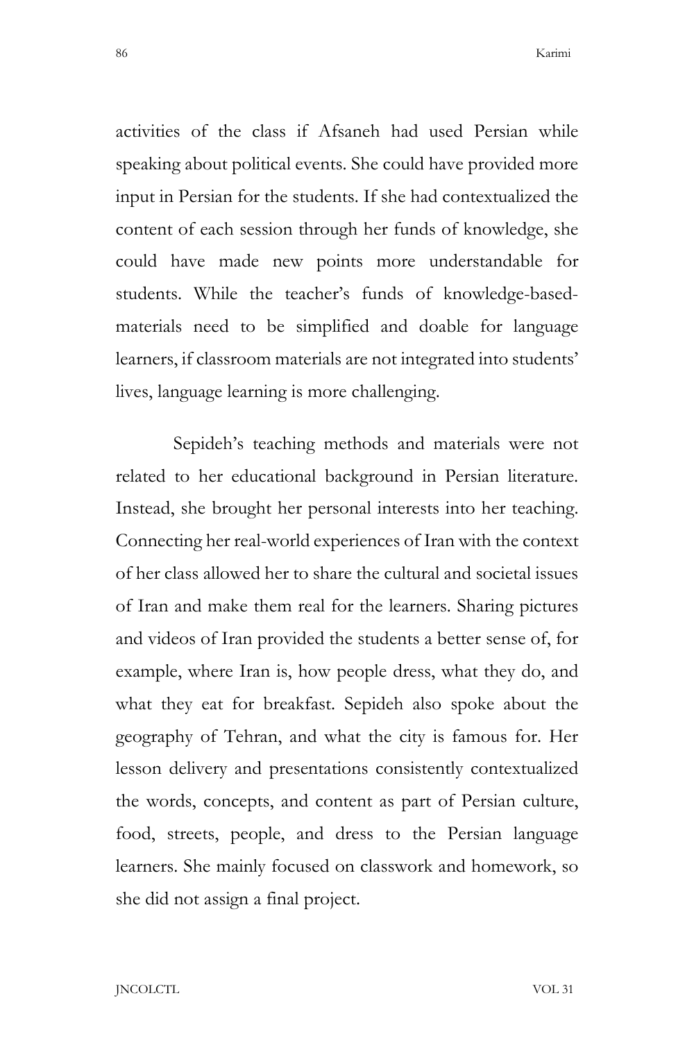activities of the class if Afsaneh had used Persian while speaking about political events. She could have provided more input in Persian for the students. If she had contextualized the content of each session through her funds of knowledge, she could have made new points more understandable for students. While the teacher's funds of knowledge-based-materials need to be simplified and doable for language learners, if classroom materials are not integrated into students' lives, language learning is more challenging.

Sepideh's teaching methods and materials were not related to her educational background in Persian literature. Instead, she brought her personal interests into her teaching. Connecting her real-world experiences of Iran with the context of her class allowed her to share the cultural and societal issues of Iran and make them real for the learners. Sharing pictures and videos of Iran provided the students a better sense of, for example, where Iran is, how people dress, what they do, and what they eat for breakfast. Sepideh also spoke about the geography of Tehran, and what the city is famous for. Her lesson delivery and presentations consistently contextualized the words, concepts, and content as part of Persian culture, food, streets, people, and dress to the Persian language learners. She mainly focused on classwork and homework, so she did not assign a final project.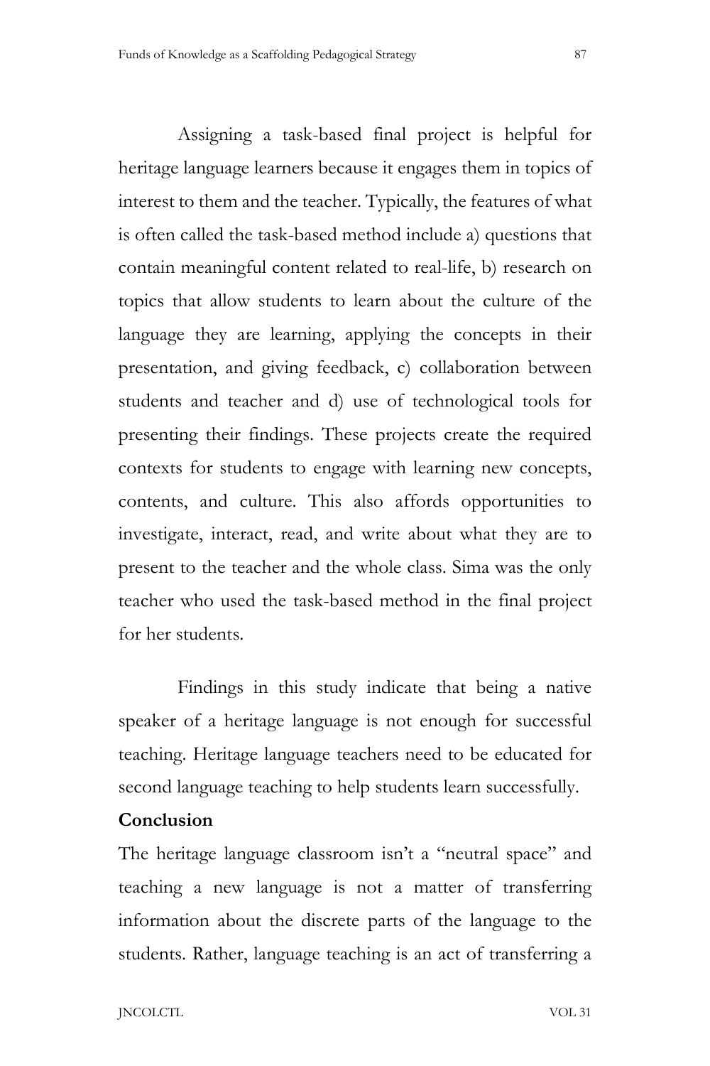Assigning a task-based final project is helpful for heritage language learners because it engages them in topics of interest to them and the teacher. Typically, the features of what is often called the task-based method include a) questions that contain meaningful content related to real-life, b) research on topics that allow students to learn about the culture of the language they are learning, applying the concepts in their presentation, and giving feedback, c) collaboration between students and teacher and d) use of technological tools for presenting their findings. These projects create the required contexts for students to engage with learning new concepts, contents, and culture. This also affords opportunities to investigate, interact, read, and write about what they are to present to the teacher and the whole class. Sima was the only teacher who used the task-based method in the final project for her students.

Findings in this study indicate that being a native speaker of a heritage language is not enough for successful teaching. Heritage language teachers need to be educated for second language teaching to help students learn successfully.

**Conclusion**

The heritage language classroom isn't a "neutral space" and teaching a new language is not a matter of transferring information about the discrete parts of the language to the students. Rather, language teaching is an act of transferring a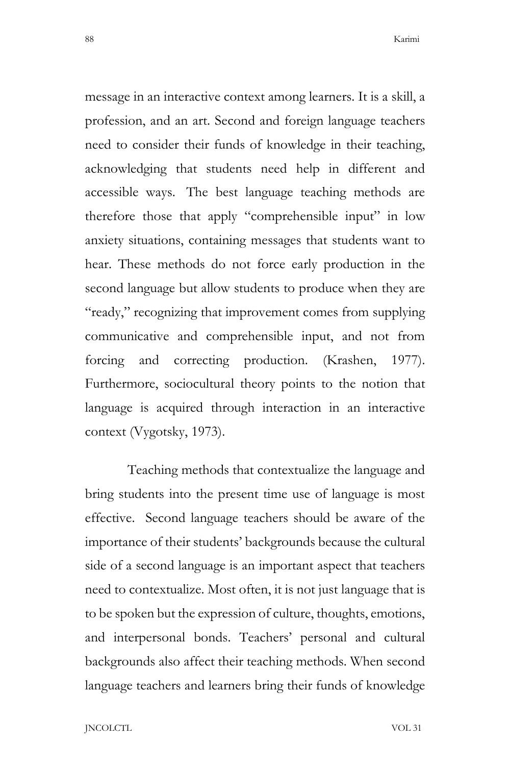message in an interactive context among learners. It is a skill, a profession, and an art. Second and foreign language teachers need to consider their funds of knowledge in their teaching, acknowledging that students need help in different and accessible ways. The best language teaching methods are therefore those that apply "comprehensible input" in low anxiety situations, containing messages that students want to hear. These methods do not force early production in the second language but allow students to produce when they are "ready," recognizing that improvement comes from supplying communicative and comprehensible input, and not from forcing and correcting production. (Krashen, 1977). Furthermore, sociocultural theory points to the notion that language is acquired through interaction in an interactive context (Vygotsky, 1973).

Teaching methods that contextualize the language and bring students into the present time use of language is most effective. Second language teachers should be aware of the importance of their students' backgrounds because the cultural side of a second language is an important aspect that teachers need to contextualize. Most often, it is not just language that is to be spoken but the expression of culture, thoughts, emotions, and interpersonal bonds. Teachers' personal and cultural backgrounds also affect their teaching methods. When second language teachers and learners bring their funds of knowledge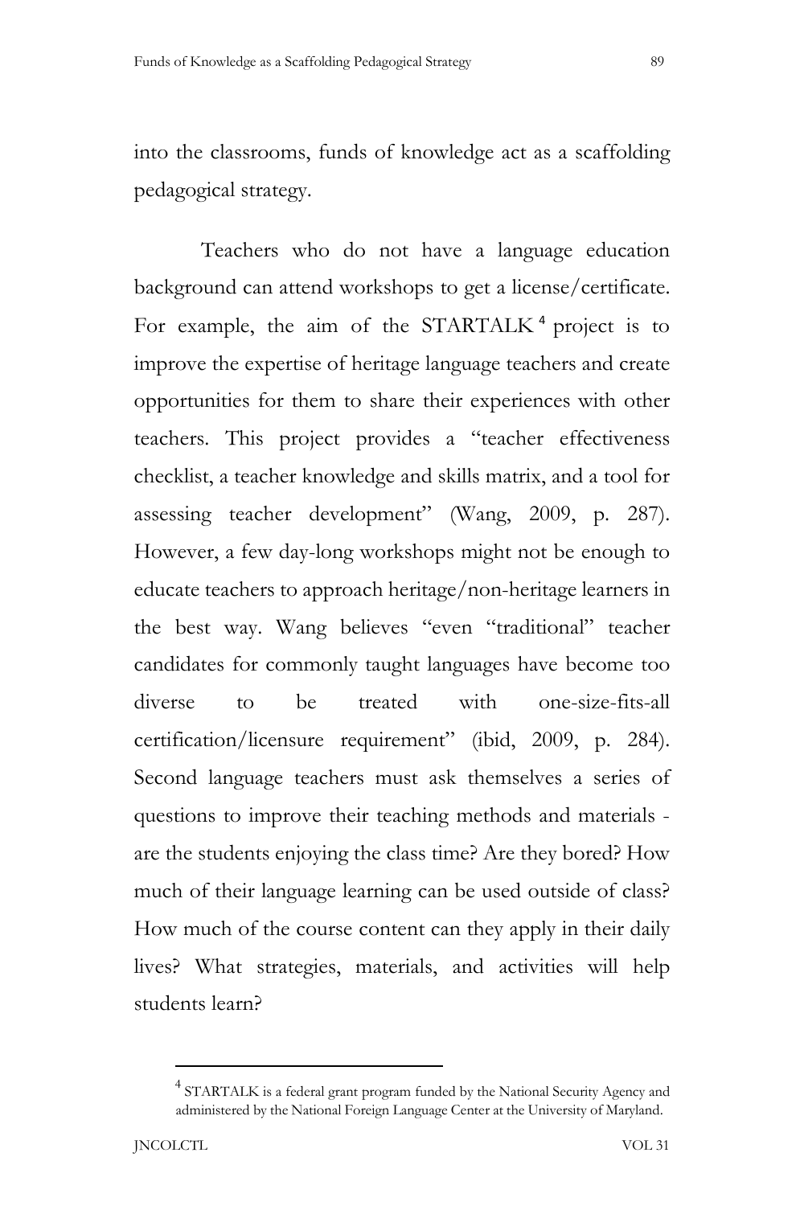into the classrooms, funds of knowledge act as a scaffolding pedagogical strategy.

Teachers who do not have a language education background can attend workshops to get a license/certificate. For example, the aim of the STARTALK[4] project is to improve the expertise of heritage language teachers and create opportunities for them to share their experiences with other teachers. This project provides a "teacher effectiveness checklist, a teacher knowledge and skills matrix, and a tool for assessing teacher development" (Wang, 2009, p. 287). However, a few day-long workshops might not be enough to educate teachers to approach heritage/non-heritage learners in the best way. Wang believes "even "traditional" teacher candidates for commonly taught languages have become too diverse to be treated with one-size-fits-all certification/licensure requirement" (ibid, 2009, p. 284). Second language teachers must ask themselves a series of questions to improve their teaching methods and materials - are the students enjoying the class time? Are they bored? How much of their language learning can be used outside of class? How much of the course content can they apply in their daily lives? What strategies, materials, and activities will help students learn?

[4] STARTALK is a federal grant program funded by the National Security Agency and administered by the National Foreign Language Center at the University of Maryland.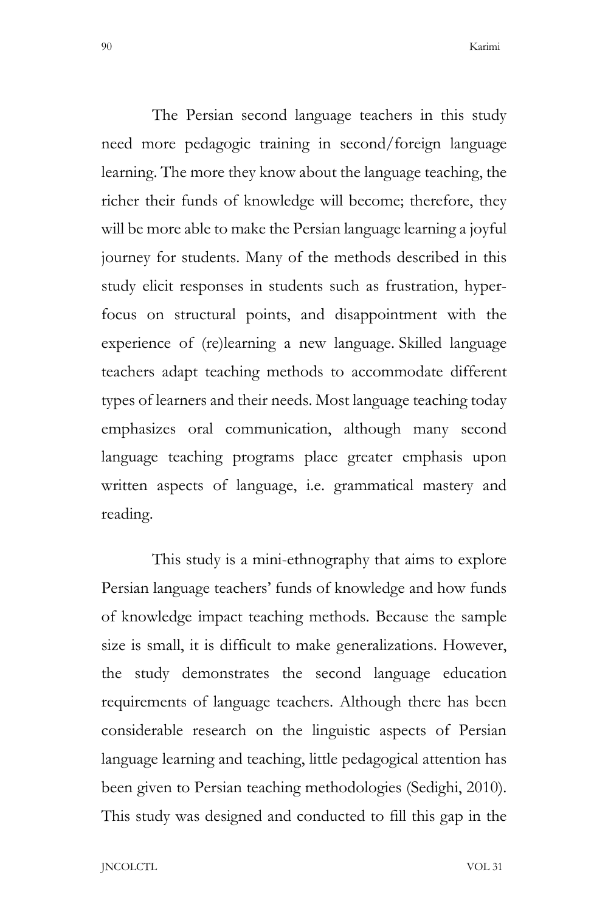The Persian second language teachers in this study need more pedagogic training in second/foreign language learning. The more they know about the language teaching, the richer their funds of knowledge will become; therefore, they will be more able to make the Persian language learning a joyful journey for students. Many of the methods described in this study elicit responses in students such as frustration, hyper-focus on structural points, and disappointment with the experience of (re)learning a new language. Skilled language teachers adapt teaching methods to accommodate different types of learners and their needs. Most language teaching today emphasizes oral communication, although many second language teaching programs place greater emphasis upon written aspects of language, i.e. grammatical mastery and reading.

This study is a mini-ethnography that aims to explore Persian language teachers' funds of knowledge and how funds of knowledge impact teaching methods. Because the sample size is small, it is difficult to make generalizations. However, the study demonstrates the second language education requirements of language teachers. Although there has been considerable research on the linguistic aspects of Persian language learning and teaching, little pedagogical attention has been given to Persian teaching methodologies (Sedighi, 2010). This study was designed and conducted to fill this gap in the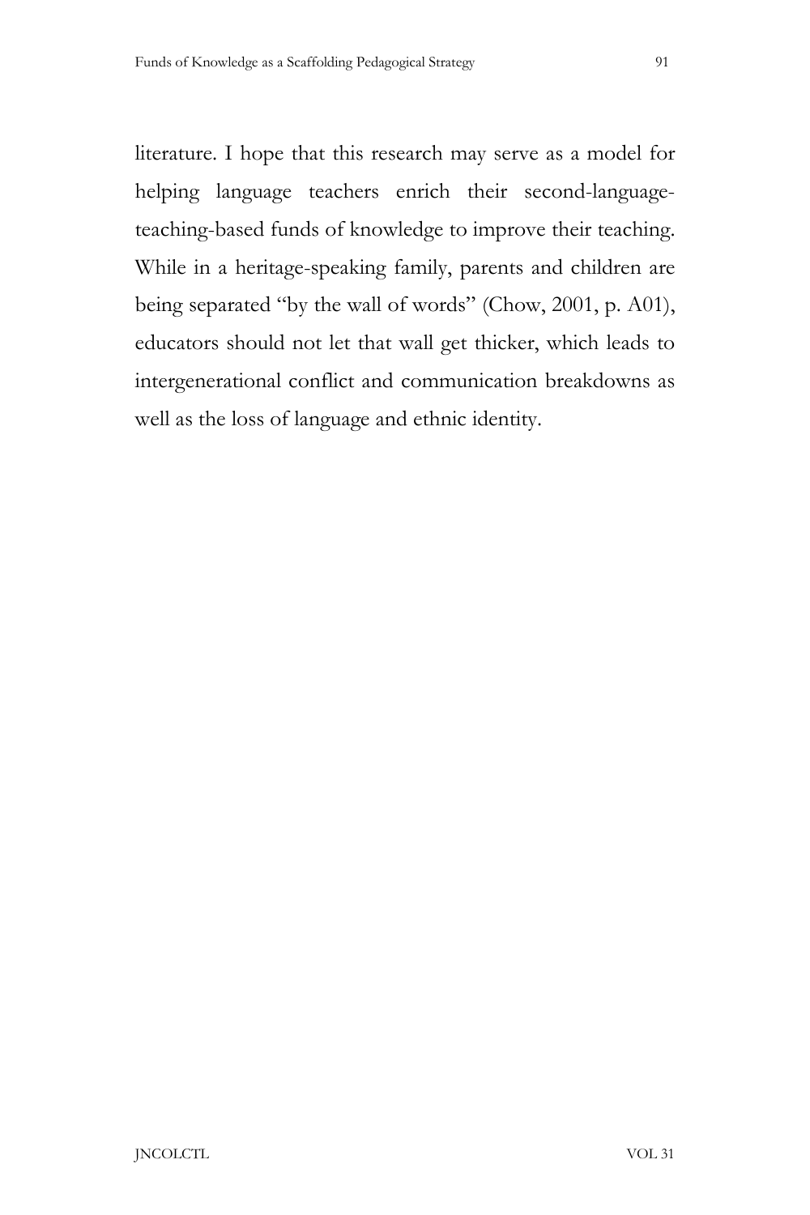literature. I hope that this research may serve as a model for helping language teachers enrich their second-language-teaching-based funds of knowledge to improve their teaching. While in a heritage-speaking family, parents and children are being separated "by the wall of words" (Chow, 2001, p. A01), educators should not let that wall get thicker, which leads to intergenerational conflict and communication breakdowns as well as the loss of language and ethnic identity.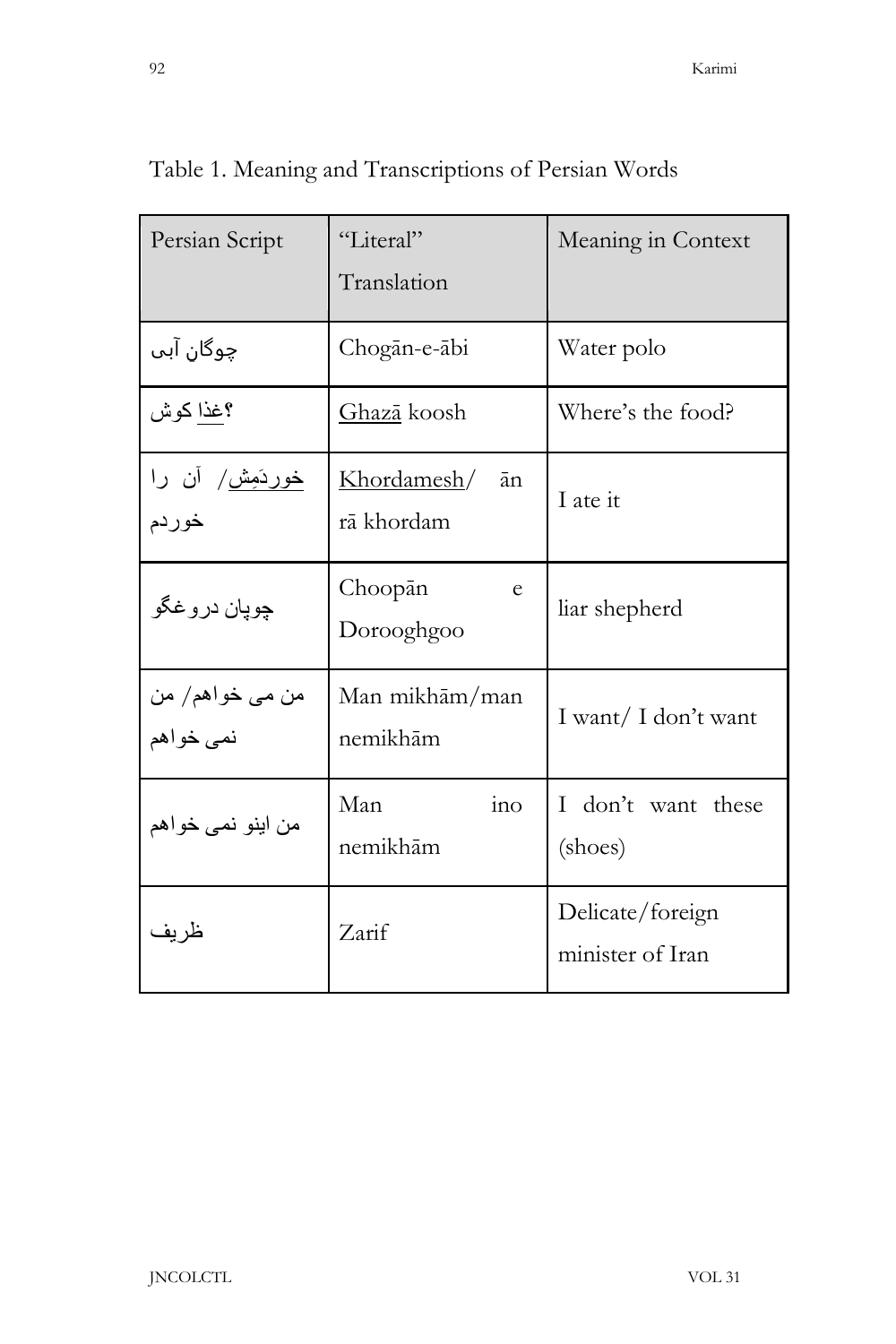Table 1. Meaning and Transcriptions of Persian Words

| Persian Script | "Literal" Translation | Meaning in Context |
|---|---|---|
| چوگان آبی | Chogān-e-ābi | Water polo |
| غذا کوش؟ | Ghazā koosh | Where's the food? |
| خوردَمِش/ آن را خوردم | Khordamesh/ ān rā khordam | I ate it |
| چوپان دروغگو | Choopān e Dorooghgoo | liar shepherd |
| من می خواهم/ من نمی خواهم | Man mikhām/man nemikhām | I want/ I don't want |
| من اینو نمی خواهم | Man ino nemikhām | I don't want these (shoes) |
| ظریف | Zarif | Delicate/foreign minister of Iran |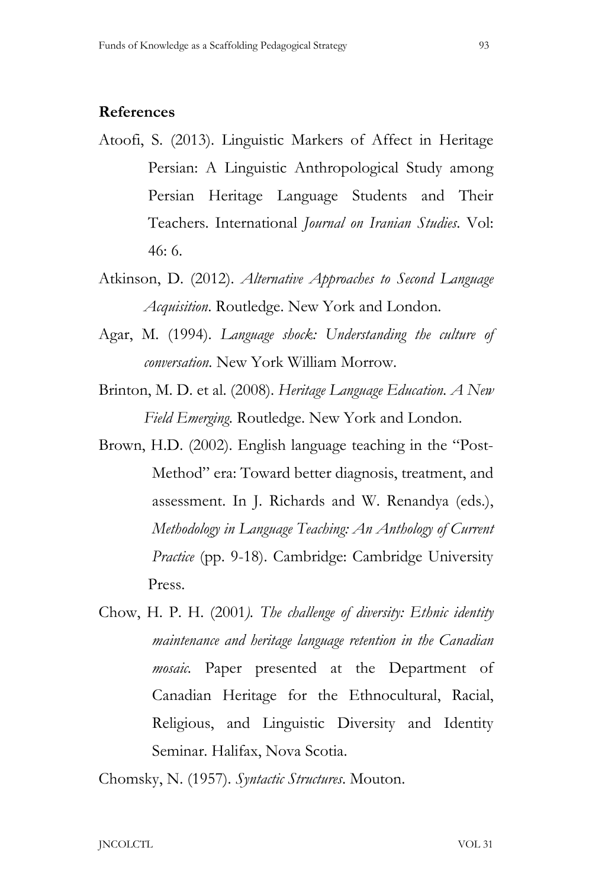**References**

Atoofi, S. (2013). Linguistic Markers of Affect in Heritage Persian: A Linguistic Anthropological Study among Persian Heritage Language Students and Their Teachers. International *Journal on Iranian Studies*. Vol: 46: 6.

Atkinson, D. (2012). *Alternative Approaches to Second Language Acquisition*. Routledge. New York and London.

Agar, M. (1994). *Language shock: Understanding the culture of conversation*. New York William Morrow.

Brinton, M. D. et al. (2008). *Heritage Language Education. A New Field Emerging*. Routledge. New York and London.

Brown, H.D. (2002). English language teaching in the "Post-Method" era: Toward better diagnosis, treatment, and assessment. In J. Richards and W. Renandya (eds.), *Methodology in Language Teaching: An Anthology of Current Practice* (pp. 9-18). Cambridge: Cambridge University Press.

Chow, H. P. H. (2001*). The challenge of diversity: Ethnic identity maintenance and heritage language retention in the Canadian mosaic.* Paper presented at the Department of Canadian Heritage for the Ethnocultural, Racial, Religious, and Linguistic Diversity and Identity Seminar. Halifax, Nova Scotia.

Chomsky, N. (1957). *Syntactic Structures*. Mouton.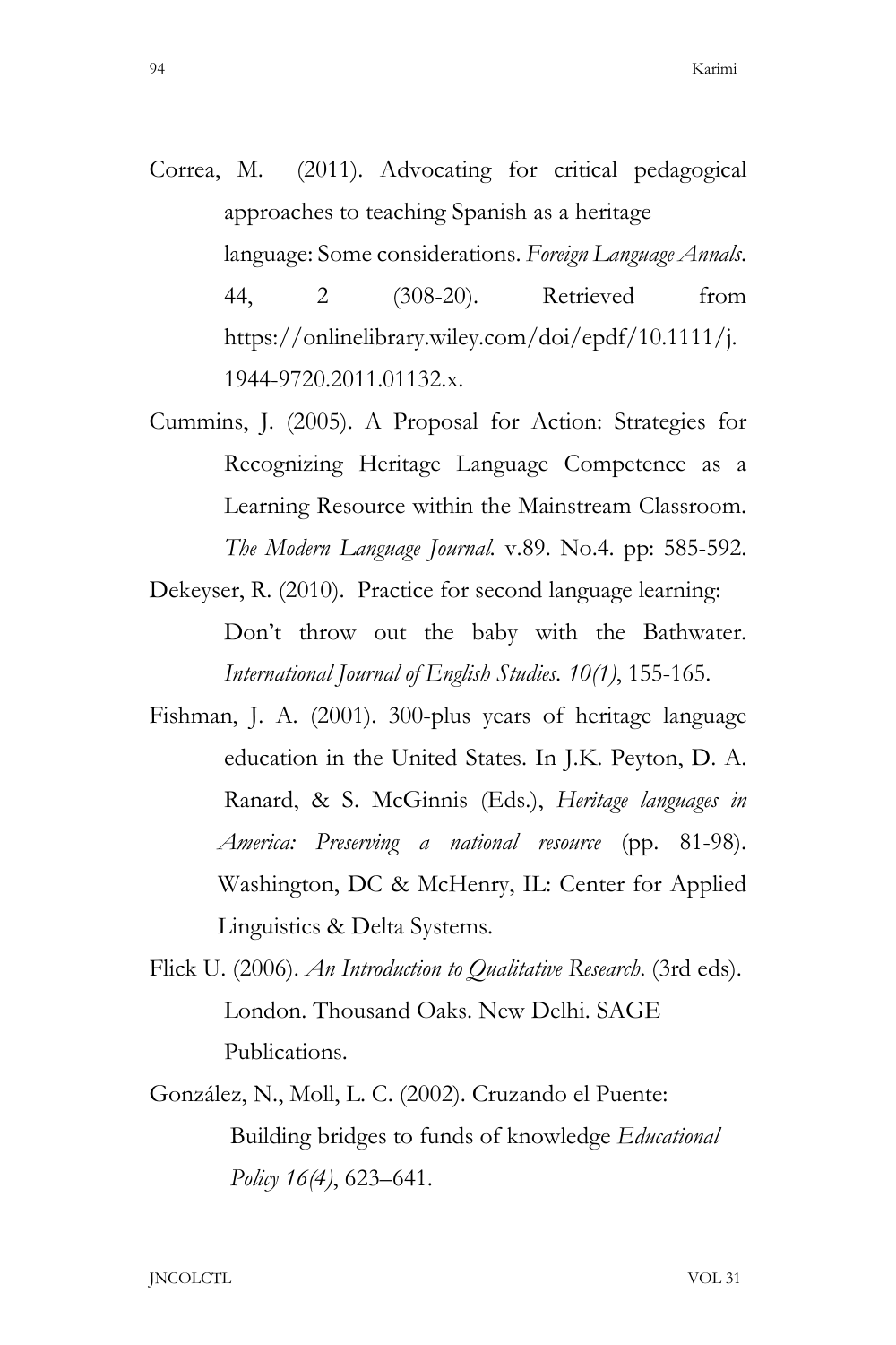Correa, M. (2011). Advocating for critical pedagogical approaches to teaching Spanish as a heritage language: Some considerations. *Foreign Language Annals.* 44, 2 (308-20). Retrieved from https://onlinelibrary.wiley.com/doi/epdf/10.1111/j.1944-9720.2011.01132.x.

Cummins, J. (2005). A Proposal for Action: Strategies for Recognizing Heritage Language Competence as a Learning Resource within the Mainstream Classroom. *The Modern Language Journal.* v.89. No.4. pp: 585-592.

Dekeyser, R. (2010). Practice for second language learning: Don't throw out the baby with the Bathwater. *International Journal of English Studies. 10(1)*, 155-165.

Fishman, J. A. (2001). 300-plus years of heritage language education in the United States. In J.K. Peyton, D. A. Ranard, & S. McGinnis (Eds.), *Heritage languages in America: Preserving a national resource* (pp. 81-98). Washington, DC & McHenry, IL: Center for Applied Linguistics & Delta Systems.

Flick U. (2006). *An Introduction to Qualitative Research.* (3rd eds). London. Thousand Oaks. New Delhi. SAGE Publications.

González, N., Moll, L. C. (2002). Cruzando el Puente: Building bridges to funds of knowledge *Educational Policy 16(4)*, 623–641.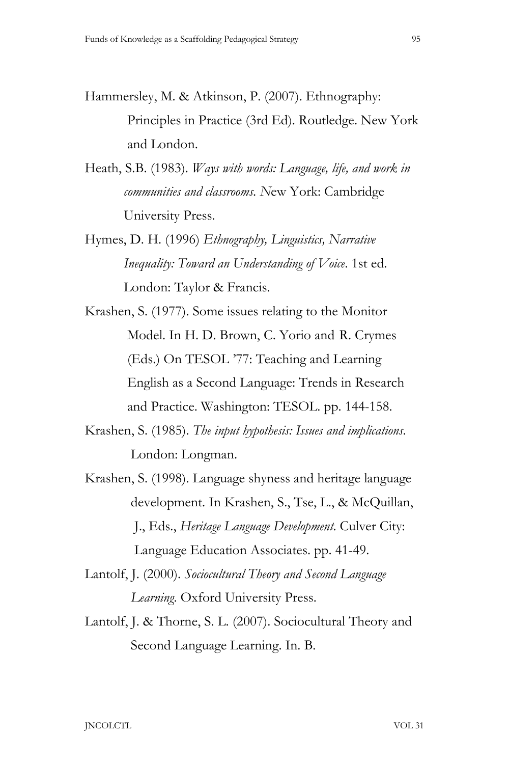Hammersley, M. & Atkinson, P. (2007). Ethnography: Principles in Practice (3rd Ed). Routledge. New York and London.

Heath, S.B. (1983). *Ways with words: Language, life, and work in communities and classrooms. N*ew York: Cambridge University Press.

Hymes, D. H. (1996) *Ethnography, Linguistics, Narrative Inequality: Toward an Understanding of Voice*. 1st ed. London: Taylor & Francis.

Krashen, S. (1977). Some issues relating to the Monitor Model. In H. D. Brown, C. Yorio and R. Crymes (Eds.) On TESOL '77: Teaching and Learning English as a Second Language: Trends in Research and Practice. Washington: TESOL. pp. 144-158.

Krashen, S. (1985). *The input hypothesis: Issues and implications*. London: Longman.

Krashen, S. (1998). Language shyness and heritage language development. In Krashen, S., Tse, L., & McQuillan, J., Eds., *Heritage Language Development*. Culver City: Language Education Associates. pp. 41-49.

Lantolf, J. (2000). *Sociocultural Theory and Second Language Learning*. Oxford University Press.

Lantolf, J. & Thorne, S. L. (2007). Sociocultural Theory and Second Language Learning. In. B.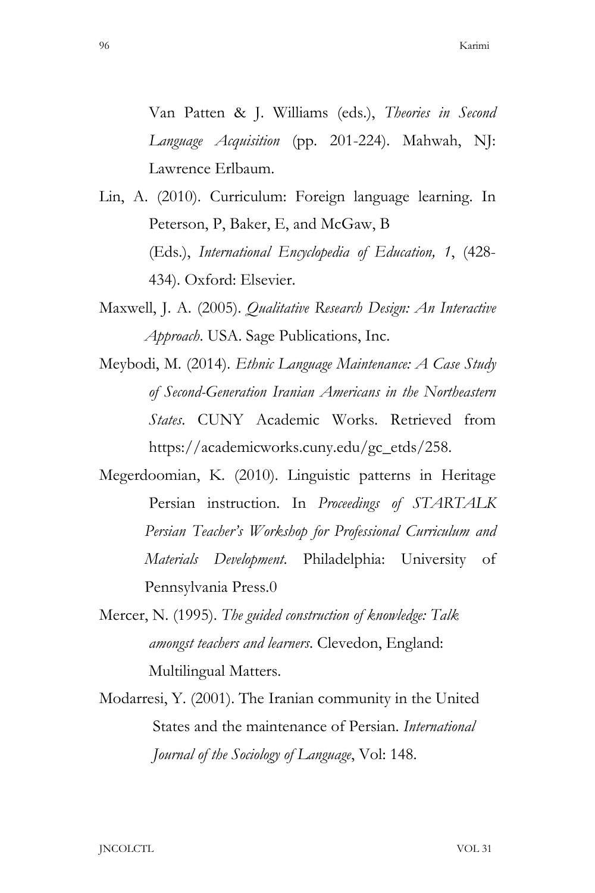Van Patten & J. Williams (eds.), *Theories in Second Language Acquisition* (pp. 201-224). Mahwah, NJ: Lawrence Erlbaum.

Lin, A. (2010). Curriculum: Foreign language learning. In Peterson, P, Baker, E, and McGaw, B (Eds.), *International Encyclopedia of Education, 1*, (428-434). Oxford: Elsevier.

Maxwell, J. A. (2005). *Qualitative Research Design: An Interactive Approach*. USA. Sage Publications, Inc.

Meybodi, M. (2014). *Ethnic Language Maintenance: A Case Study of Second-Generation Iranian Americans in the Northeastern States*. CUNY Academic Works. Retrieved from https://academicworks.cuny.edu/gc_etds/258.

Megerdoomian, K. (2010). Linguistic patterns in Heritage Persian instruction. In *Proceedings of STARTALK Persian Teacher's Workshop for Professional Curriculum and Materials Development*. Philadelphia: University of Pennsylvania Press.0

Mercer, N. (1995). *The guided construction of knowledge: Talk amongst teachers and learners*. Clevedon, England: Multilingual Matters.

Modarresi, Y. (2001). The Iranian community in the United States and the maintenance of Persian. *International Journal of the Sociology of Language*, Vol: 148.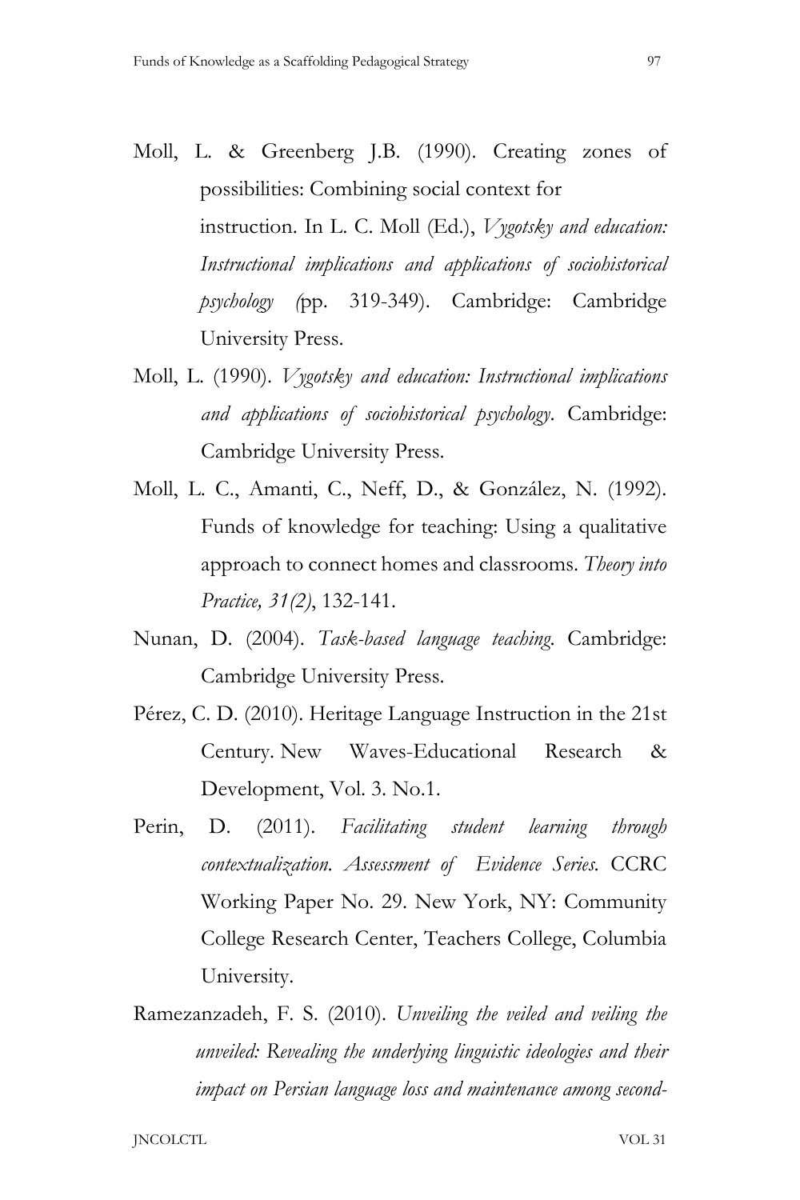Moll, L. & Greenberg J.B. (1990). Creating zones of possibilities: Combining social context for instruction. In L. C. Moll (Ed.), *Vygotsky and education: Instructional implications and applications of sociohistorical psychology (*pp. 319-349). Cambridge: Cambridge University Press.

Moll, L. (1990). *Vygotsky and education: Instructional implications and applications of sociohistorical psychology*. Cambridge: Cambridge University Press.

Moll, L. C., Amanti, C., Neff, D., & González, N. (1992). Funds of knowledge for teaching: Using a qualitative approach to connect homes and classrooms. *Theory into Practice, 31(2)*, 132-141.

Nunan, D. (2004). *Task-based language teaching.* Cambridge: Cambridge University Press.

Pérez, C. D. (2010). Heritage Language Instruction in the 21st Century. New Waves-Educational Research & Development, Vol. 3. No.1.

Perin, D. (2011). *Facilitating student learning through contextualization. Assessment of Evidence Series.* CCRC Working Paper No. 29. New York, NY: Community College Research Center, Teachers College, Columbia University.

Ramezanzadeh, F. S. (2010). *Unveiling the veiled and veiling the unveiled: Revealing the underlying linguistic ideologies and their impact on Persian language loss and maintenance among second-*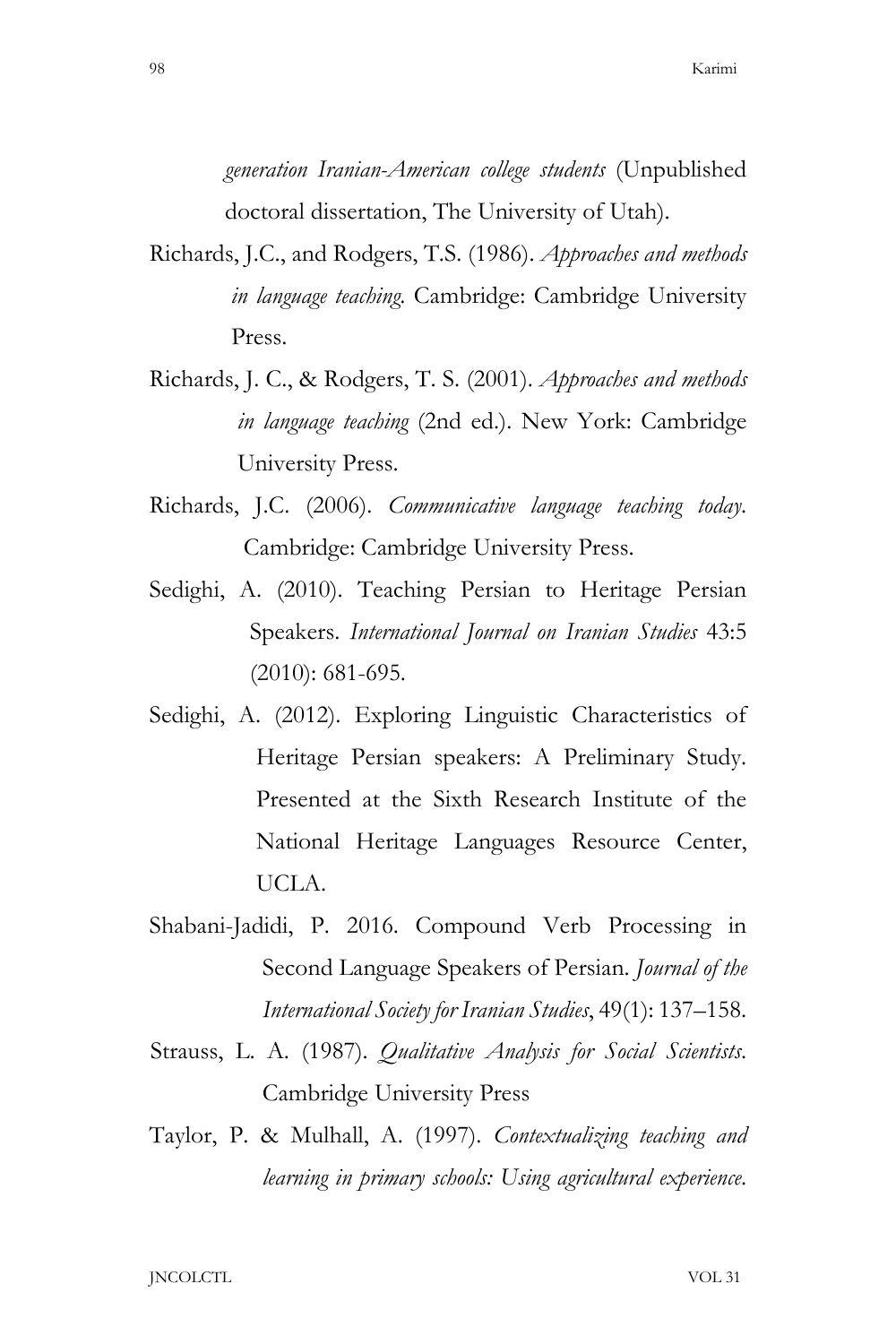*generation Iranian-American college students* (Unpublished doctoral dissertation, The University of Utah).

Richards, J.C., and Rodgers, T.S. (1986). *Approaches and methods in language teaching.* Cambridge: Cambridge University Press.

Richards, J. C., & Rodgers, T. S. (2001). *Approaches and methods in language teaching* (2nd ed.). New York: Cambridge University Press.

Richards, J.C. (2006). *Communicative language teaching today.* Cambridge: Cambridge University Press.

Sedighi, A. (2010). Teaching Persian to Heritage Persian Speakers. *International Journal on Iranian Studies* 43:5 (2010): 681-695.

Sedighi, A. (2012). Exploring Linguistic Characteristics of Heritage Persian speakers: A Preliminary Study. Presented at the Sixth Research Institute of the National Heritage Languages Resource Center, UCLA.

Shabani-Jadidi, P. 2016. Compound Verb Processing in Second Language Speakers of Persian. *Journal of the International Society for Iranian Studies*, 49(1): 137–158.

Strauss, L. A. (1987). *Qualitative Analysis for Social Scientists.* Cambridge University Press

Taylor, P. & Mulhall, A. (1997). *Contextualizing teaching and learning in primary schools: Using agricultural experience.*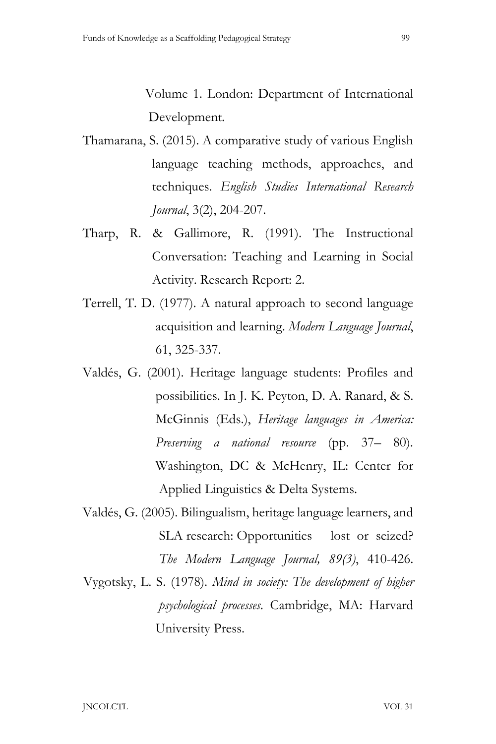Volume 1. London: Department of International Development.

Thamarana, S. (2015). A comparative study of various English language teaching methods, approaches, and techniques. *English Studies International Research Journal*, 3(2), 204-207.

Tharp, R. & Gallimore, R. (1991). The Instructional Conversation: Teaching and Learning in Social Activity. Research Report: 2.

Terrell, T. D. (1977). A natural approach to second language acquisition and learning. *Modern Language Journal*, 61, 325-337.

Valdés, G. (2001). Heritage language students: Profiles and possibilities. In J. K. Peyton, D. A. Ranard, & S. McGinnis (Eds.), *Heritage languages in America: Preserving a national resource* (pp. 37– 80). Washington, DC & McHenry, IL: Center for Applied Linguistics & Delta Systems.

Valdés, G. (2005). Bilingualism, heritage language learners, and SLA research: Opportunities lost or seized? *The Modern Language Journal, 89(3)*, 410-426.

Vygotsky, L. S. (1978). *Mind in society: The development of higher psychological processes*. Cambridge, MA: Harvard University Press.